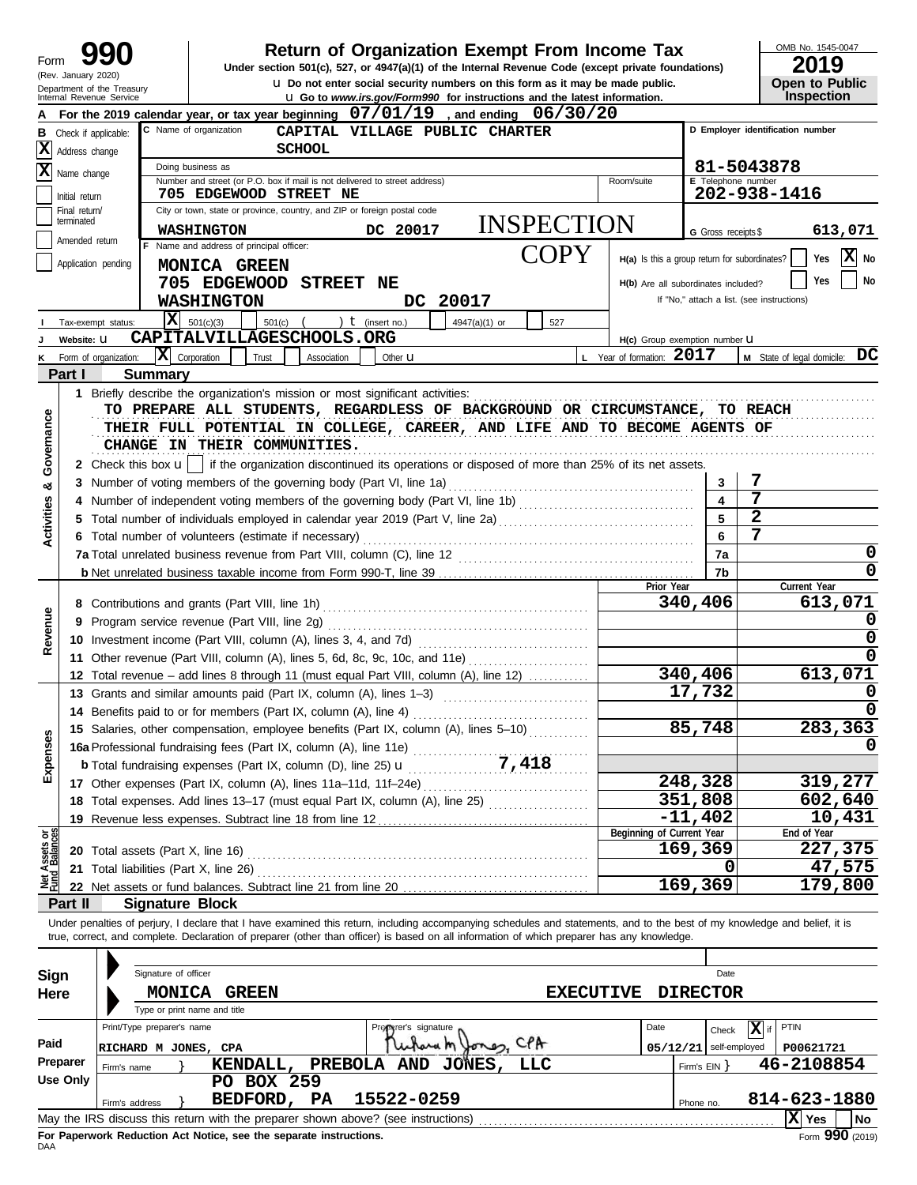# Form 990 — Return of Organization Exempt From Income Tax

(Rev. January 2020) Department of the Treasury Internal Revenue Service

Under section 501(c), 527, or 4947(a)(1) of the Internal Revenue Code (except private foundations)

u Do not enter social security numbers on this form as it may be made public.

u Go to *www.irs.gov/Form990* for instructions and the latest information.

OMB No. 1545-0047

**2019**

**Open to Public Inspection**

**A** For the 2019 calendar year, or tax year beginning 07/01/19 , and ending 06/30/20

**B** Check if applicable:
- [X] Address change
- [X] Name change
- [ ] Initial return
- [ ] Final return/terminated
- [ ] Amended return
- [ ] Application pending

**C** Name of organization: CAPITAL VILLAGE PUBLIC CHARTER SCHOOL

Doing business as

Number and street (or P.O. box if mail is not delivered to street address): 705 EDGEWOOD STREET NE — Room/suite

City or town, state or province, country, and ZIP or foreign postal code: WASHINGTON DC 20017

INSPECTION COPY

**D** Employer identification number: 81-5043878

**E** Telephone number: 202-938-1416

**G** Gross receipts $ 613,071

**F** Name and address of principal officer: MONICA GREEN, 705 EDGEWOOD STREET NE, WASHINGTON DC 20017

H(a) Is this a group return for subordinates? [ ] Yes [X] No

H(b) Are all subordinates included? [ ] Yes [ ] No — If "No," attach a list. (see instructions)

H(c) Group exemption number u

**I** Tax-exempt status: [X] 501(c)(3) [ ] 501(c) ( ) t (insert no.) [ ] 4947(a)(1) or [ ] 527

**J** Website: u CAPITALVILLAGESCHOOLS.ORG

**K** Form of organization: [X] Corporation [ ] Trust [ ] Association [ ] Other u

**L** Year of formation: 2017

**M** State of legal domicile: DC

## Part I Summary

**Activities & Governance**

1 Briefly describe the organization's mission or most significant activities: TO PREPARE ALL STUDENTS, REGARDLESS OF BACKGROUND OR CIRCUMSTANCE, TO REACH THEIR FULL POTENTIAL IN COLLEGE, CAREER, AND LIFE AND TO BECOME AGENTS OF CHANGE IN THEIR COMMUNITIES.

2 Check this box u [ ] if the organization discontinued its operations or disposed of more than 25% of its net assets.

| | | Line | |
|---|---|---|---|
| 3 | Number of voting members of the governing body (Part VI, line 1a) | 3 | 7 |
| 4 | Number of independent voting members of the governing body (Part VI, line 1b) | 4 | 7 |
| 5 | Total number of individuals employed in calendar year 2019 (Part V, line 2a) | 5 | 2 |
| 6 | Total number of volunteers (estimate if necessary) | 6 | 7 |
| 7a | Total unrelated business revenue from Part VIII, column (C), line 12 | 7a | 0 |
| b | Net unrelated business taxable income from Form 990-T, line 39 | 7b | 0 |

| | | Prior Year | Current Year |
|---|---|---|---|
| **Revenue** | | | |
| 8 | Contributions and grants (Part VIII, line 1h) | 340,406 | 613,071 |
| 9 | Program service revenue (Part VIII, line 2g) | | 0 |
| 10 | Investment income (Part VIII, column (A), lines 3, 4, and 7d) | | 0 |
| 11 | Other revenue (Part VIII, column (A), lines 5, 6d, 8c, 9c, 10c, and 11e) | | 0 |
| 12 | Total revenue – add lines 8 through 11 (must equal Part VIII, column (A), line 12) | 340,406 | 613,071 |
| **Expenses** | | | |
| 13 | Grants and similar amounts paid (Part IX, column (A), lines 1–3) | 17,732 | 0 |
| 14 | Benefits paid to or for members (Part IX, column (A), line 4) | | 0 |
| 15 | Salaries, other compensation, employee benefits (Part IX, column (A), lines 5–10) | 85,748 | 283,363 |
| 16a | Professional fundraising fees (Part IX, column (A), line 11e) | | 0 |
| b | Total fundraising expenses (Part IX, column (D), line 25) u 7,418 | | |
| 17 | Other expenses (Part IX, column (A), lines 11a–11d, 11f–24e) | 248,328 | 319,277 |
| 18 | Total expenses. Add lines 13–17 (must equal Part IX, column (A), line 25) | 351,808 | 602,640 |
| 19 | Revenue less expenses. Subtract line 18 from line 12 | -11,402 | 10,431 |

| **Net Assets or Fund Balances** | | Beginning of Current Year | End of Year |
|---|---|---|---|
| 20 | Total assets (Part X, line 16) | 169,369 | 227,375 |
| 21 | Total liabilities (Part X, line 26) | 0 | 47,575 |
| 22 | Net assets or fund balances. Subtract line 21 from line 20 | 169,369 | 179,800 |

## Part II Signature Block

Under penalties of perjury, I declare that I have examined this return, including accompanying schedules and statements, and to the best of my knowledge and belief, it is true, correct, and complete. Declaration of preparer (other than officer) is based on all information of which preparer has any knowledge.

**Sign Here**

Signature of officer — Date

MONICA GREEN EXECUTIVE DIRECTOR

Type or print name and title

**Paid Preparer Use Only**

| Print/Type preparer's name | Preparer's signature | Date | Check [X] if self-employed | PTIN |
|---|---|---|---|---|
| RICHARD M JONES, CPA | Richard M Jones, CPA | 05/12/21 | | P00621721 |

Firm's name } KENDALL, PREBOLA AND JONES, LLC — Firm's EIN } 46-2108854

Firm's address } PO BOX 259, BEDFORD, PA 15522-0259 — Phone no. 814-623-1880

May the IRS discuss this return with the preparer shown above? (see instructions) [X] Yes [ ] No

**For Paperwork Reduction Act Notice, see the separate instructions.**

DAA

Form **990** (2019)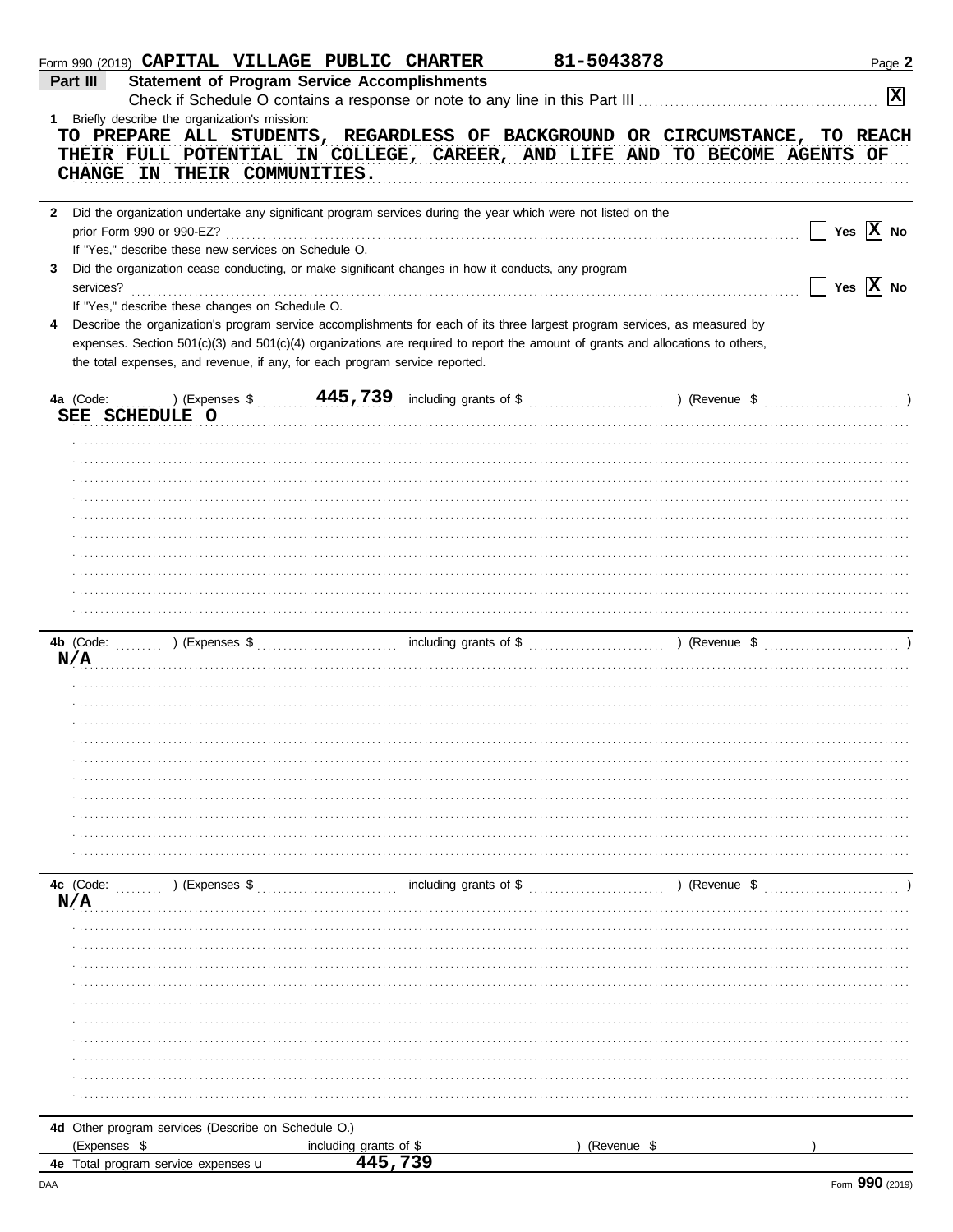Form 990 (2019) **CAPITAL VILLAGE PUBLIC CHARTER** **81-5043878**

## Part III Statement of Program Service Accomplishments

Check if Schedule O contains a response or note to any line in this Part III ☒

**1** Briefly describe the organization's mission:

TO PREPARE ALL STUDENTS, REGARDLESS OF BACKGROUND OR CIRCUMSTANCE, TO REACH THEIR FULL POTENTIAL IN COLLEGE, CAREER, AND LIFE AND TO BECOME AGENTS OF CHANGE IN THEIR COMMUNITIES.

**2** Did the organization undertake any significant program services during the year which were not listed on the prior Form 990 or 990-EZ? ☐ Yes ☒ No

If "Yes," describe these new services on Schedule O.

**3** Did the organization cease conducting, or make significant changes in how it conducts, any program services? ☐ Yes ☒ No

If "Yes," describe these changes on Schedule O.

**4** Describe the organization's program service accomplishments for each of its three largest program services, as measured by expenses. Section 501(c)(3) and 501(c)(4) organizations are required to report the amount of grants and allocations to others, the total expenses, and revenue, if any, for each program service reported.

**4a** (Code: ) (Expenses $ 445,739 including grants of $ ) (Revenue $ )

SEE SCHEDULE O

**4b** (Code: ) (Expenses $ including grants of $ ) (Revenue $ )

N/A

**4c** (Code: ) (Expenses $ including grants of $ ) (Revenue $ )

N/A

**4d** Other program services (Describe on Schedule O.)

(Expenses $ including grants of $ ) (Revenue $ )

**4e** Total program service expenses ▶ 445,739

Form **990** (2019)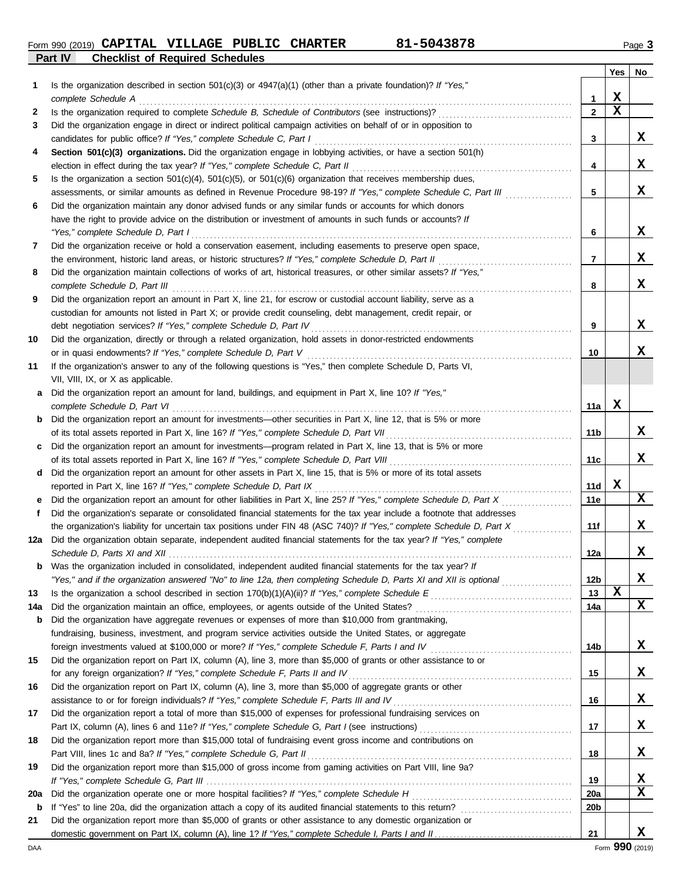Form 990 (2019) **CAPITAL VILLAGE PUBLIC CHARTER** **81-5043878** Page **3**

## Part IV Checklist of Required Schedules

| | | | Yes | No |
|---|---|---|---|---|
| **1** | Is the organization described in section 501(c)(3) or 4947(a)(1) (other than a private foundation)? *If "Yes," complete Schedule A* | **1** | X | |
| **2** | Is the organization required to complete *Schedule B, Schedule of Contributors* (see instructions)? | **2** | X | |
| **3** | Did the organization engage in direct or indirect political campaign activities on behalf of or in opposition to candidates for public office? *If "Yes," complete Schedule C, Part I* | **3** | | X |
| **4** | **Section 501(c)(3) organizations.** Did the organization engage in lobbying activities, or have a section 501(h) election in effect during the tax year? *If "Yes," complete Schedule C, Part II* | **4** | | X |
| **5** | Is the organization a section 501(c)(4), 501(c)(5), or 501(c)(6) organization that receives membership dues, assessments, or similar amounts as defined in Revenue Procedure 98-19? *If "Yes," complete Schedule C, Part III* | **5** | | X |
| **6** | Did the organization maintain any donor advised funds or any similar funds or accounts for which donors have the right to provide advice on the distribution or investment of amounts in such funds or accounts? *If "Yes," complete Schedule D, Part I* | **6** | | X |
| **7** | Did the organization receive or hold a conservation easement, including easements to preserve open space, the environment, historic land areas, or historic structures? *If "Yes," complete Schedule D, Part II* | **7** | | X |
| **8** | Did the organization maintain collections of works of art, historical treasures, or other similar assets? *If "Yes," complete Schedule D, Part III* | **8** | | X |
| **9** | Did the organization report an amount in Part X, line 21, for escrow or custodial account liability, serve as a custodian for amounts not listed in Part X; or provide credit counseling, debt management, credit repair, or debt negotiation services? *If "Yes," complete Schedule D, Part IV* | **9** | | X |
| **10** | Did the organization, directly or through a related organization, hold assets in donor-restricted endowments or in quasi endowments? *If "Yes," complete Schedule D, Part V* | **10** | | X |
| **11** | If the organization's answer to any of the following questions is "Yes," then complete Schedule D, Parts VI, VII, VIII, IX, or X as applicable. | | | |
| **a** | Did the organization report an amount for land, buildings, and equipment in Part X, line 10? *If "Yes," complete Schedule D, Part VI* | **11a** | X | |
| **b** | Did the organization report an amount for investments—other securities in Part X, line 12, that is 5% or more of its total assets reported in Part X, line 16? *If "Yes," complete Schedule D, Part VII* | **11b** | | X |
| **c** | Did the organization report an amount for investments—program related in Part X, line 13, that is 5% or more of its total assets reported in Part X, line 16? *If "Yes," complete Schedule D, Part VIII* | **11c** | | X |
| **d** | Did the organization report an amount for other assets in Part X, line 15, that is 5% or more of its total assets reported in Part X, line 16? *If "Yes," complete Schedule D, Part IX* | **11d** | X | |
| **e** | Did the organization report an amount for other liabilities in Part X, line 25? *If "Yes," complete Schedule D, Part X* | **11e** | | X |
| **f** | Did the organization's separate or consolidated financial statements for the tax year include a footnote that addresses the organization's liability for uncertain tax positions under FIN 48 (ASC 740)? *If "Yes," complete Schedule D, Part X* | **11f** | | X |
| **12a** | Did the organization obtain separate, independent audited financial statements for the tax year? *If "Yes," complete Schedule D, Parts XI and XII* | **12a** | | X |
| **b** | Was the organization included in consolidated, independent audited financial statements for the tax year? *If "Yes," and if the organization answered "No" to line 12a, then completing Schedule D, Parts XI and XII is optional* | **12b** | | X |
| **13** | Is the organization a school described in section 170(b)(1)(A)(ii)? *If "Yes," complete Schedule E* | **13** | X | |
| **14a** | Did the organization maintain an office, employees, or agents outside of the United States? | **14a** | | X |
| **b** | Did the organization have aggregate revenues or expenses of more than $10,000 from grantmaking, fundraising, business, investment, and program service activities outside the United States, or aggregate foreign investments valued at $100,000 or more? *If "Yes," complete Schedule F, Parts I and IV* | **14b** | | X |
| **15** | Did the organization report on Part IX, column (A), line 3, more than $5,000 of grants or other assistance to or for any foreign organization? *If "Yes," complete Schedule F, Parts II and IV* | **15** | | X |
| **16** | Did the organization report on Part IX, column (A), line 3, more than $5,000 of aggregate grants or other assistance to or for foreign individuals? *If "Yes," complete Schedule F, Parts III and IV* | **16** | | X |
| **17** | Did the organization report a total of more than $15,000 of expenses for professional fundraising services on Part IX, column (A), lines 6 and 11e? *If "Yes," complete Schedule G, Part I* (see instructions) | **17** | | X |
| **18** | Did the organization report more than $15,000 total of fundraising event gross income and contributions on Part VIII, lines 1c and 8a? *If "Yes," complete Schedule G, Part II* | **18** | | X |
| **19** | Did the organization report more than $15,000 of gross income from gaming activities on Part VIII, line 9a? *If "Yes," complete Schedule G, Part III* | **19** | | X |
| **20a** | Did the organization operate one or more hospital facilities? *If "Yes," complete Schedule H* | **20a** | | X |
| **b** | If "Yes" to line 20a, did the organization attach a copy of its audited financial statements to this return? | **20b** | | |
| **21** | Did the organization report more than $5,000 of grants or other assistance to any domestic organization or domestic government on Part IX, column (A), line 1? *If "Yes," complete Schedule I, Parts I and II* | **21** | | X |

DAA Form **990** (2019)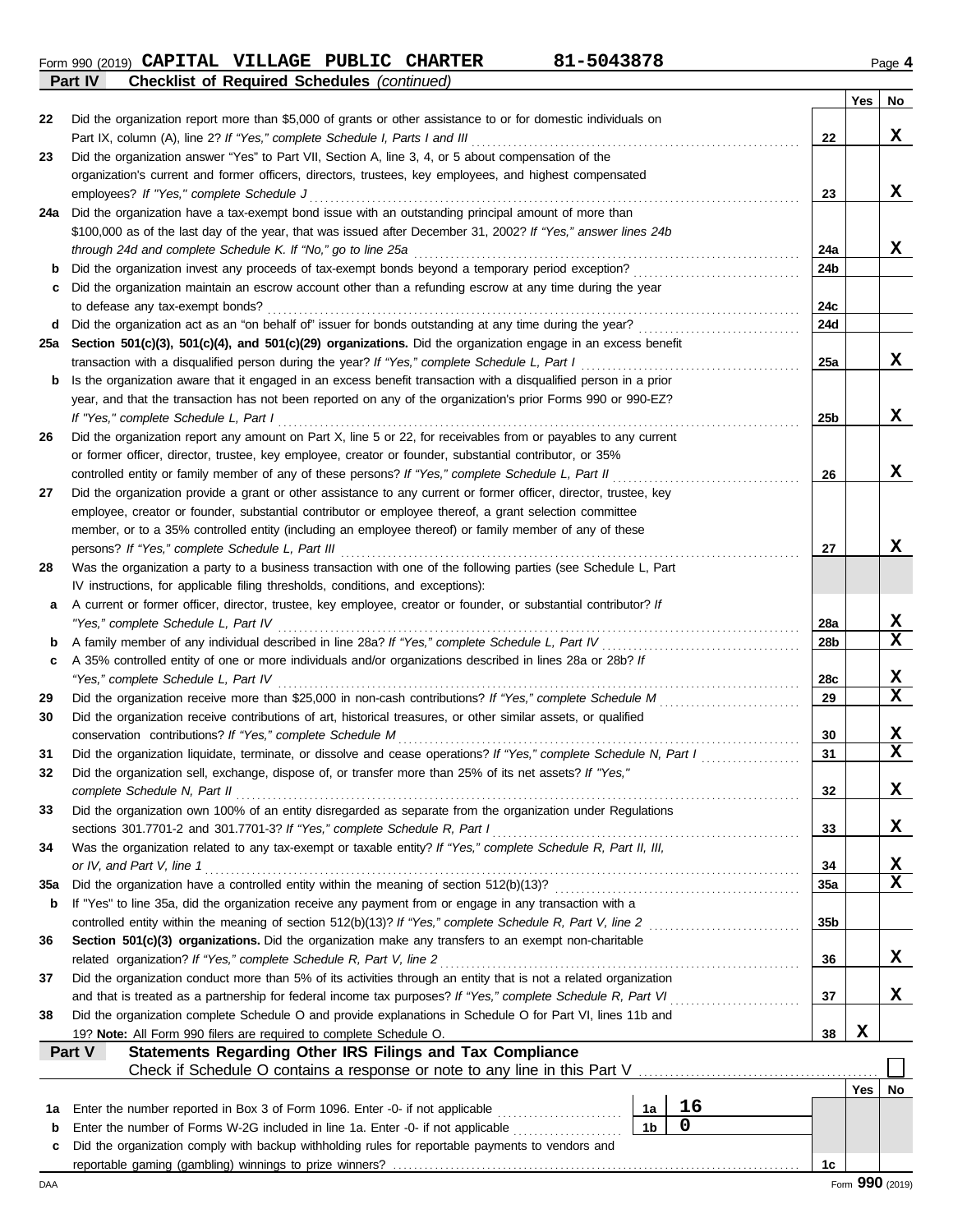Form 990 (2019) **CAPITAL VILLAGE PUBLIC CHARTER** **81-5043878**

## Part IV — Checklist of Required Schedules *(continued)*

| | | | Yes | No |
|---|---|---|---|---|
| **22** | Did the organization report more than $5,000 of grants or other assistance to or for domestic individuals on Part IX, column (A), line 2? *If "Yes," complete Schedule I, Parts I and III* | 22 | | X |
| **23** | Did the organization answer "Yes" to Part VII, Section A, line 3, 4, or 5 about compensation of the organization's current and former officers, directors, trustees, key employees, and highest compensated employees? *If "Yes," complete Schedule J* | 23 | | X |
| **24a** | Did the organization have a tax-exempt bond issue with an outstanding principal amount of more than $100,000 as of the last day of the year, that was issued after December 31, 2002? *If "Yes," answer lines 24b through 24d and complete Schedule K. If "No," go to line 25a* | 24a | | X |
| **b** | Did the organization invest any proceeds of tax-exempt bonds beyond a temporary period exception? | 24b | | |
| **c** | Did the organization maintain an escrow account other than a refunding escrow at any time during the year to defease any tax-exempt bonds? | 24c | | |
| **d** | Did the organization act as an "on behalf of" issuer for bonds outstanding at any time during the year? | 24d | | |
| **25a** | **Section 501(c)(3), 501(c)(4), and 501(c)(29) organizations.** Did the organization engage in an excess benefit transaction with a disqualified person during the year? *If "Yes," complete Schedule L, Part I* | 25a | | X |
| **b** | Is the organization aware that it engaged in an excess benefit transaction with a disqualified person in a prior year, and that the transaction has not been reported on any of the organization's prior Forms 990 or 990-EZ? *If "Yes," complete Schedule L, Part I* | 25b | | X |
| **26** | Did the organization report any amount on Part X, line 5 or 22, for receivables from or payables to any current or former officer, director, trustee, key employee, creator or founder, substantial contributor, or 35% controlled entity or family member of any of these persons? *If "Yes," complete Schedule L, Part II* | 26 | | X |
| **27** | Did the organization provide a grant or other assistance to any current or former officer, director, trustee, key employee, creator or founder, substantial contributor or employee thereof, a grant selection committee member, or to a 35% controlled entity (including an employee thereof) or family member of any of these persons? *If "Yes," complete Schedule L, Part III* | 27 | | X |
| **28** | Was the organization a party to a business transaction with one of the following parties (see Schedule L, Part IV instructions, for applicable filing thresholds, conditions, and exceptions): | | | |
| **a** | A current or former officer, director, trustee, key employee, creator or founder, or substantial contributor? *If "Yes," complete Schedule L, Part IV* | 28a | | X |
| **b** | A family member of any individual described in line 28a? *If "Yes," complete Schedule L, Part IV* | 28b | | X |
| **c** | A 35% controlled entity of one or more individuals and/or organizations described in lines 28a or 28b? *If "Yes," complete Schedule L, Part IV* | 28c | | X |
| **29** | Did the organization receive more than $25,000 in non-cash contributions? *If "Yes," complete Schedule M* | 29 | | X |
| **30** | Did the organization receive contributions of art, historical treasures, or other similar assets, or qualified conservation contributions? *If "Yes," complete Schedule M* | 30 | | X |
| **31** | Did the organization liquidate, terminate, or dissolve and cease operations? *If "Yes," complete Schedule N, Part I* | 31 | | X |
| **32** | Did the organization sell, exchange, dispose of, or transfer more than 25% of its net assets? *If "Yes," complete Schedule N, Part II* | 32 | | X |
| **33** | Did the organization own 100% of an entity disregarded as separate from the organization under Regulations sections 301.7701-2 and 301.7701-3? *If "Yes," complete Schedule R, Part I* | 33 | | X |
| **34** | Was the organization related to any tax-exempt or taxable entity? *If "Yes," complete Schedule R, Part II, III, or IV, and Part V, line 1* | 34 | | X |
| **35a** | Did the organization have a controlled entity within the meaning of section 512(b)(13)? | 35a | | X |
| **b** | If "Yes" to line 35a, did the organization receive any payment from or engage in any transaction with a controlled entity within the meaning of section 512(b)(13)? *If "Yes," complete Schedule R, Part V, line 2* | 35b | | |
| **36** | **Section 501(c)(3) organizations.** Did the organization make any transfers to an exempt non-charitable related organization? *If "Yes," complete Schedule R, Part V, line 2* | 36 | | X |
| **37** | Did the organization conduct more than 5% of its activities through an entity that is not a related organization and that is treated as a partnership for federal income tax purposes? *If "Yes," complete Schedule R, Part VI* | 37 | | X |
| **38** | Did the organization complete Schedule O and provide explanations in Schedule O for Part VI, lines 11b and 19? **Note:** All Form 990 filers are required to complete Schedule O. | 38 | X | |

## Part V — Statements Regarding Other IRS Filings and Tax Compliance

Check if Schedule O contains a response or note to any line in this Part V ☐

| | | | | | Yes | No |
|---|---|---|---|---|---|---|
| **1a** | Enter the number reported in Box 3 of Form 1096. Enter -0- if not applicable | 1a | 16 | | | |
| **b** | Enter the number of Forms W-2G included in line 1a. Enter -0- if not applicable | 1b | 0 | | | |
| **c** | Did the organization comply with backup withholding rules for reportable payments to vendors and reportable gaming (gambling) winnings to prize winners? | | | 1c | | |

DAA Form **990** (2019)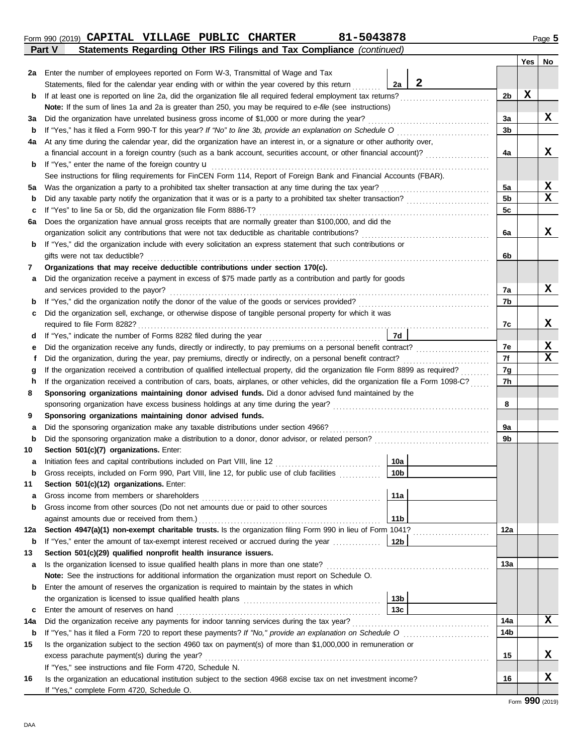Form 990 (2019) **CAPITAL VILLAGE PUBLIC CHARTER** **81-5043878** Page **5**

**Part V** **Statements Regarding Other IRS Filings and Tax Compliance** *(continued)*

| | | | | Yes | No |
|---|---|---|---|---|---|
| **2a** | Enter the number of employees reported on Form W-3, Transmittal of Wage and Tax Statements, filed for the calendar year ending with or within the year covered by this return | **2a** 2 | | | |
| **b** | If at least one is reported on line 2a, did the organization file all required federal employment tax returns? | | **2b** | X | |
| | **Note:** If the sum of lines 1a and 2a is greater than 250, you may be required to *e-file* (see instructions) | | | | |
| **3a** | Did the organization have unrelated business gross income of $1,000 or more during the year? | | **3a** | | X |
| **b** | If "Yes," has it filed a Form 990-T for this year? *If "No" to line 3b, provide an explanation on Schedule O* | | **3b** | | |
| **4a** | At any time during the calendar year, did the organization have an interest in, or a signature or other authority over, a financial account in a foreign country (such as a bank account, securities account, or other financial account)? | | **4a** | | X |
| **b** | If "Yes," enter the name of the foreign country u<br>See instructions for filing requirements for FinCEN Form 114, Report of Foreign Bank and Financial Accounts (FBAR). | | | | |
| **5a** | Was the organization a party to a prohibited tax shelter transaction at any time during the tax year? | | **5a** | | X |
| **b** | Did any taxable party notify the organization that it was or is a party to a prohibited tax shelter transaction? | | **5b** | | X |
| **c** | If "Yes" to line 5a or 5b, did the organization file Form 8886-T? | | **5c** | | |
| **6a** | Does the organization have annual gross receipts that are normally greater than $100,000, and did the organization solicit any contributions that were not tax deductible as charitable contributions? | | **6a** | | X |
| **b** | If "Yes," did the organization include with every solicitation an express statement that such contributions or gifts were not tax deductible? | | **6b** | | |
| **7** | **Organizations that may receive deductible contributions under section 170(c).** | | | | |
| **a** | Did the organization receive a payment in excess of $75 made partly as a contribution and partly for goods and services provided to the payor? | | **7a** | | X |
| **b** | If "Yes," did the organization notify the donor of the value of the goods or services provided? | | **7b** | | |
| **c** | Did the organization sell, exchange, or otherwise dispose of tangible personal property for which it was required to file Form 8282? | | **7c** | | X |
| **d** | If "Yes," indicate the number of Forms 8282 filed during the year | **7d** | | | |
| **e** | Did the organization receive any funds, directly or indirectly, to pay premiums on a personal benefit contract? | | **7e** | | X |
| **f** | Did the organization, during the year, pay premiums, directly or indirectly, on a personal benefit contract? | | **7f** | | X |
| **g** | If the organization received a contribution of qualified intellectual property, did the organization file Form 8899 as required? | | **7g** | | |
| **h** | If the organization received a contribution of cars, boats, airplanes, or other vehicles, did the organization file a Form 1098-C? | | **7h** | | |
| **8** | **Sponsoring organizations maintaining donor advised funds.** Did a donor advised fund maintained by the sponsoring organization have excess business holdings at any time during the year? | | **8** | | |
| **9** | **Sponsoring organizations maintaining donor advised funds.** | | | | |
| **a** | Did the sponsoring organization make any taxable distributions under section 4966? | | **9a** | | |
| **b** | Did the sponsoring organization make a distribution to a donor, donor advisor, or related person? | | **9b** | | |
| **10** | **Section 501(c)(7) organizations.** Enter: | | | | |
| **a** | Initiation fees and capital contributions included on Part VIII, line 12 | **10a** | | | |
| **b** | Gross receipts, included on Form 990, Part VIII, line 12, for public use of club facilities | **10b** | | | |
| **11** | **Section 501(c)(12) organizations.** Enter: | | | | |
| **a** | Gross income from members or shareholders | **11a** | | | |
| **b** | Gross income from other sources (Do not net amounts due or paid to other sources against amounts due or received from them.) | **11b** | | | |
| **12a** | **Section 4947(a)(1) non-exempt charitable trusts.** Is the organization filing Form 990 in lieu of Form 1041? | | **12a** | | |
| **b** | If "Yes," enter the amount of tax-exempt interest received or accrued during the year | **12b** | | | |
| **13** | **Section 501(c)(29) qualified nonprofit health insurance issuers.** | | | | |
| **a** | Is the organization licensed to issue qualified health plans in more than one state?<br>**Note:** See the instructions for additional information the organization must report on Schedule O. | | **13a** | | |
| **b** | Enter the amount of reserves the organization is required to maintain by the states in which the organization is licensed to issue qualified health plans | **13b** | | | |
| **c** | Enter the amount of reserves on hand | **13c** | | | |
| **14a** | Did the organization receive any payments for indoor tanning services during the tax year? | | **14a** | | X |
| **b** | If "Yes," has it filed a Form 720 to report these payments? *If "No," provide an explanation on Schedule O* | | **14b** | | |
| **15** | Is the organization subject to the section 4960 tax on payment(s) of more than $1,000,000 in remuneration or excess parachute payment(s) during the year?<br>If "Yes," see instructions and file Form 4720, Schedule N. | | **15** | | X |
| **16** | Is the organization an educational institution subject to the section 4968 excise tax on net investment income?<br>If "Yes," complete Form 4720, Schedule O. | | **16** | | X |

Form **990** (2019)

DAA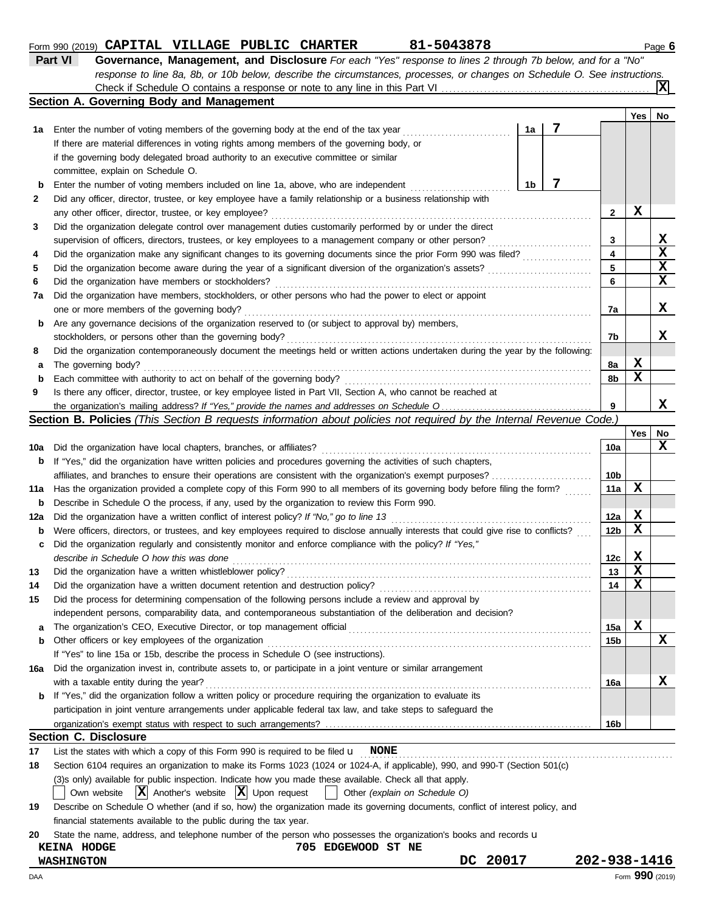Form 990 (2019) **CAPITAL VILLAGE PUBLIC CHARTER** **81-5043878** Page **6**

## Part VI Governance, Management, and Disclosure

*For each "Yes" response to lines 2 through 7b below, and for a "No" response to line 8a, 8b, or 10b below, describe the circumstances, processes, or changes on Schedule O. See instructions.*

Check if Schedule O contains a response or note to any line in this Part VI . . . . . [X]

### Section A. Governing Body and Management

| | | | | Yes | No |
|---|---|---|---|---|---|
| **1a** | Enter the number of voting members of the governing body at the end of the tax year. If there are material differences in voting rights among members of the governing body, or if the governing body delegated broad authority to an executive committee or similar committee, explain on Schedule O. | 1a: 7 | | | |
| **b** | Enter the number of voting members included on line 1a, above, who are independent | 1b: 7 | | | |
| **2** | Did any officer, director, trustee, or key employee have a family relationship or a business relationship with any other officer, director, trustee, or key employee? | | 2 | X | |
| **3** | Did the organization delegate control over management duties customarily performed by or under the direct supervision of officers, directors, trustees, or key employees to a management company or other person? | | 3 | | X |
| **4** | Did the organization make any significant changes to its governing documents since the prior Form 990 was filed? | | 4 | | X |
| **5** | Did the organization become aware during the year of a significant diversion of the organization's assets? | | 5 | | X |
| **6** | Did the organization have members or stockholders? | | 6 | | X |
| **7a** | Did the organization have members, stockholders, or other persons who had the power to elect or appoint one or more members of the governing body? | | 7a | | X |
| **b** | Are any governance decisions of the organization reserved to (or subject to approval by) members, stockholders, or persons other than the governing body? | | 7b | | X |
| **8** | Did the organization contemporaneously document the meetings held or written actions undertaken during the year by the following: | | | | |
| **a** | The governing body? | | 8a | X | |
| **b** | Each committee with authority to act on behalf of the governing body? | | 8b | X | |
| **9** | Is there any officer, director, trustee, or key employee listed in Part VII, Section A, who cannot be reached at the organization's mailing address? *If "Yes," provide the names and addresses on Schedule O* | | 9 | | X |

### Section B. Policies *(This Section B requests information about policies not required by the Internal Revenue Code.)*

| | | | Yes | No |
|---|---|---|---|---|
| **10a** | Did the organization have local chapters, branches, or affiliates? | 10a | | X |
| **b** | If "Yes," did the organization have written policies and procedures governing the activities of such chapters, affiliates, and branches to ensure their operations are consistent with the organization's exempt purposes? | 10b | | |
| **11a** | Has the organization provided a complete copy of this Form 990 to all members of its governing body before filing the form? | 11a | X | |
| **b** | Describe in Schedule O the process, if any, used by the organization to review this Form 990. | | | |
| **12a** | Did the organization have a written conflict of interest policy? *If "No," go to line 13* | 12a | X | |
| **b** | Were officers, directors, or trustees, and key employees required to disclose annually interests that could give rise to conflicts? | 12b | X | |
| **c** | Did the organization regularly and consistently monitor and enforce compliance with the policy? *If "Yes," describe in Schedule O how this was done* | 12c | X | |
| **13** | Did the organization have a written whistleblower policy? | 13 | X | |
| **14** | Did the organization have a written document retention and destruction policy? | 14 | X | |
| **15** | Did the process for determining compensation of the following persons include a review and approval by independent persons, comparability data, and contemporaneous substantiation of the deliberation and decision? | | | |
| **a** | The organization's CEO, Executive Director, or top management official | 15a | X | |
| **b** | Other officers or key employees of the organization | 15b | | X |
| | If "Yes" to line 15a or 15b, describe the process in Schedule O (see instructions). | | | |
| **16a** | Did the organization invest in, contribute assets to, or participate in a joint venture or similar arrangement with a taxable entity during the year? | 16a | | X |
| **b** | If "Yes," did the organization follow a written policy or procedure requiring the organization to evaluate its participation in joint venture arrangements under applicable federal tax law, and take steps to safeguard the organization's exempt status with respect to such arrangements? | 16b | | |

### Section C. Disclosure

**17** List the states with which a copy of this Form 990 is required to be filed u **NONE**

**18** Section 6104 requires an organization to make its Forms 1023 (1024 or 1024-A, if applicable), 990, and 990-T (Section 501(c)(3)s only) available for public inspection. Indicate how you made these available. Check all that apply.

[ ] Own website [X] Another's website [X] Upon request [ ] Other *(explain on Schedule O)*

**19** Describe on Schedule O whether (and if so, how) the organization made its governing documents, conflict of interest policy, and financial statements available to the public during the tax year.

**20** State the name, address, and telephone number of the person who possesses the organization's books and records u

**KEINA HODGE** **705 EDGEWOOD ST NE**
**WASHINGTON** **DC 20017** **202-938-1416**

DAA Form **990** (2019)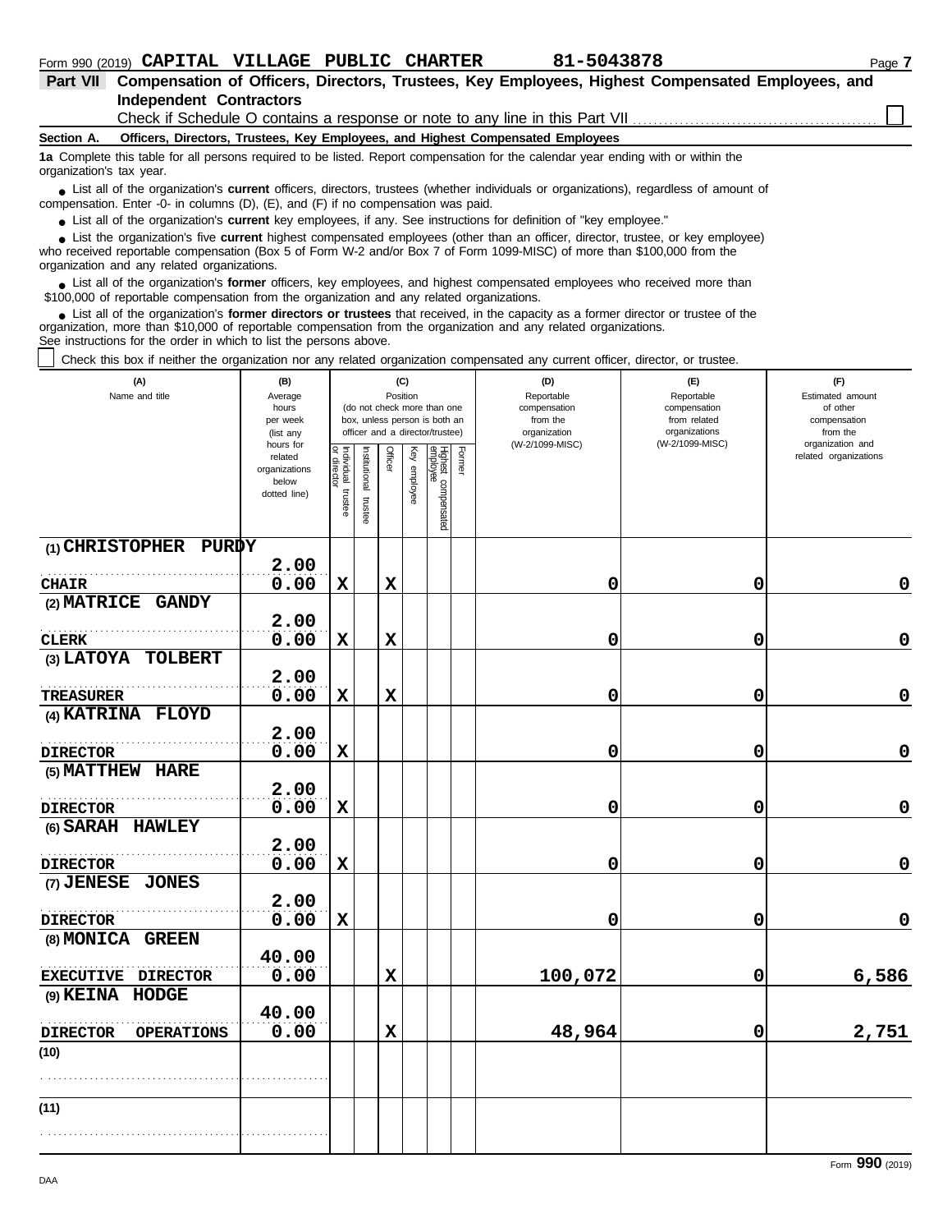Form 990 (2019) **CAPITAL VILLAGE PUBLIC CHARTER** **81-5043878**

## Part VII Compensation of Officers, Directors, Trustees, Key Employees, Highest Compensated Employees, and Independent Contractors

Check if Schedule O contains a response or note to any line in this Part VII ☐

### Section A. Officers, Directors, Trustees, Key Employees, and Highest Compensated Employees

**1a** Complete this table for all persons required to be listed. Report compensation for the calendar year ending with or within the organization's tax year.

- List all of the organization's **current** officers, directors, trustees (whether individuals or organizations), regardless of amount of compensation. Enter -0- in columns (D), (E), and (F) if no compensation was paid.
- List all of the organization's **current** key employees, if any. See instructions for definition of "key employee."
- List the organization's five **current** highest compensated employees (other than an officer, director, trustee, or key employee) who received reportable compensation (Box 5 of Form W-2 and/or Box 7 of Form 1099-MISC) of more than $100,000 from the organization and any related organizations.
- List all of the organization's **former** officers, key employees, and highest compensated employees who received more than $100,000 of reportable compensation from the organization and any related organizations.
- List all of the organization's **former directors or trustees** that received, in the capacity as a former director or trustee of the organization, more than $10,000 of reportable compensation from the organization and any related organizations.

See instructions for the order in which to list the persons above.

☐ Check this box if neither the organization nor any related organization compensated any current officer, director, or trustee.

| (A) Name and title | (B) Average hours per week (list any hours for related organizations below dotted line) | (C) Position (do not check more than one box, unless person is both an officer and a director/trustee) | | | | | | (D) Reportable compensation from the organization (W-2/1099-MISC) | (E) Reportable compensation from related organizations (W-2/1099-MISC) | (F) Estimated amount of other compensation from the organization and related organizations |
|---|---|---|---|---|---|---|---|---|---|---|
| | | Individual trustee or director | Institutional trustee | Officer | Key employee | Highest compensated employee | Former | | | |
| (1) CHRISTOPHER PURDY<br>CHAIR | 2.00<br>0.00 | X | | X | | | | 0 | 0 | 0 |
| (2) MATRICE GANDY<br>CLERK | 2.00<br>0.00 | X | | X | | | | 0 | 0 | 0 |
| (3) LATOYA TOLBERT<br>TREASURER | 2.00<br>0.00 | X | | X | | | | 0 | 0 | 0 |
| (4) KATRINA FLOYD<br>DIRECTOR | 2.00<br>0.00 | X | | | | | | 0 | 0 | 0 |
| (5) MATTHEW HARE<br>DIRECTOR | 2.00<br>0.00 | X | | | | | | 0 | 0 | 0 |
| (6) SARAH HAWLEY<br>DIRECTOR | 2.00<br>0.00 | X | | | | | | 0 | 0 | 0 |
| (7) JENESE JONES<br>DIRECTOR | 2.00<br>0.00 | X | | | | | | 0 | 0 | 0 |
| (8) MONICA GREEN<br>EXECUTIVE DIRECTOR | 40.00<br>0.00 | | | X | | | | 100,072 | 0 | 6,586 |
| (9) KEINA HODGE<br>DIRECTOR OPERATIONS | 40.00<br>0.00 | | | X | | | | 48,964 | 0 | 2,751 |
| (10) | | | | | | | | | | |
| (11) | | | | | | | | | | |

Form **990** (2019)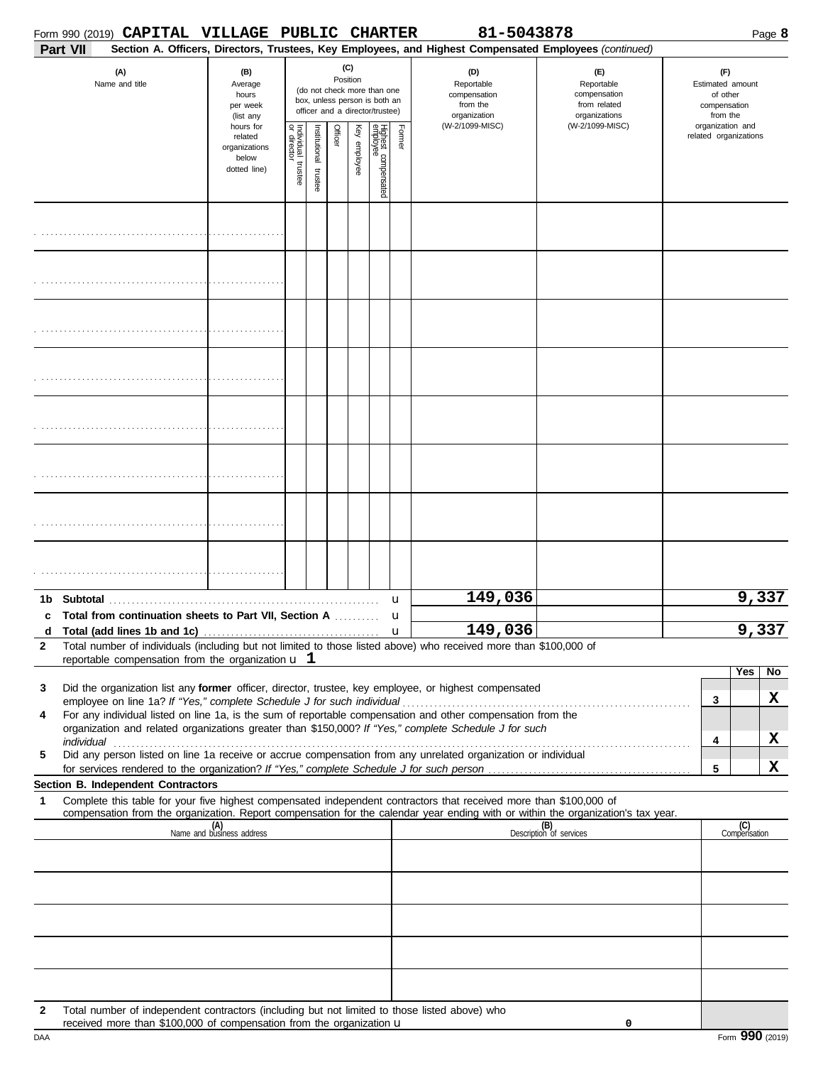Form 990 (2019) **CAPITAL VILLAGE PUBLIC CHARTER** 81-5043878

**Part VII** **Section A. Officers, Directors, Trustees, Key Employees, and Highest Compensated Employees** *(continued)*

| (A) Name and title | (B) Average hours per week (list any hours for related organizations below dotted line) | (C) Position (do not check more than one box, unless person is both an officer and a director/trustee) | | | | | | (D) Reportable compensation from the organization (W-2/1099-MISC) | (E) Reportable compensation from related organizations (W-2/1099-MISC) | (F) Estimated amount of other compensation from the organization and related organizations |
|---|---|---|---|---|---|---|---|---|---|---|
| | | Individual trustee or director | Institutional trustee | Officer | Key employee | Highest compensated employee | Former | | | |
| | | | | | | | | | | |
| | | | | | | | | | | |
| | | | | | | | | | | |
| | | | | | | | | | | |
| | | | | | | | | | | |
| | | | | | | | | | | |
| | | | | | | | | | | |
| | | | | | | | | | | |
| **1b Subtotal** | | | | | | | | 149,036 | | 9,337 |
| **c Total from continuation sheets to Part VII, Section A** | | | | | | | | | | |
| **d Total (add lines 1b and 1c)** | | | | | | | | 149,036 | | 9,337 |

**2** Total number of individuals (including but not limited to those listed above) who received more than $100,000 of reportable compensation from the organization u 1

| | | | Yes | No |
|---|---|---|---|---|
| **3** | Did the organization list any **former** officer, director, trustee, key employee, or highest compensated employee on line 1a? *If "Yes," complete Schedule J for such individual* | 3 | | X |
| **4** | For any individual listed on line 1a, is the sum of reportable compensation and other compensation from the organization and related organizations greater than $150,000? *If "Yes," complete Schedule J for such individual* | 4 | | X |
| **5** | Did any person listed on line 1a receive or accrue compensation from any unrelated organization or individual for services rendered to the organization? *If "Yes," complete Schedule J for such person* | 5 | | X |

**Section B. Independent Contractors**

**1** Complete this table for your five highest compensated independent contractors that received more than $100,000 of compensation from the organization. Report compensation for the calendar year ending with or within the organization's tax year.

| (A) Name and business address | (B) Description of services | (C) Compensation |
|---|---|---|
| | | |
| | | |
| | | |
| | | |
| | | |

**2** Total number of independent contractors (including but not limited to those listed above) who received more than $100,000 of compensation from the organization u 0

DAA Form **990** (2019)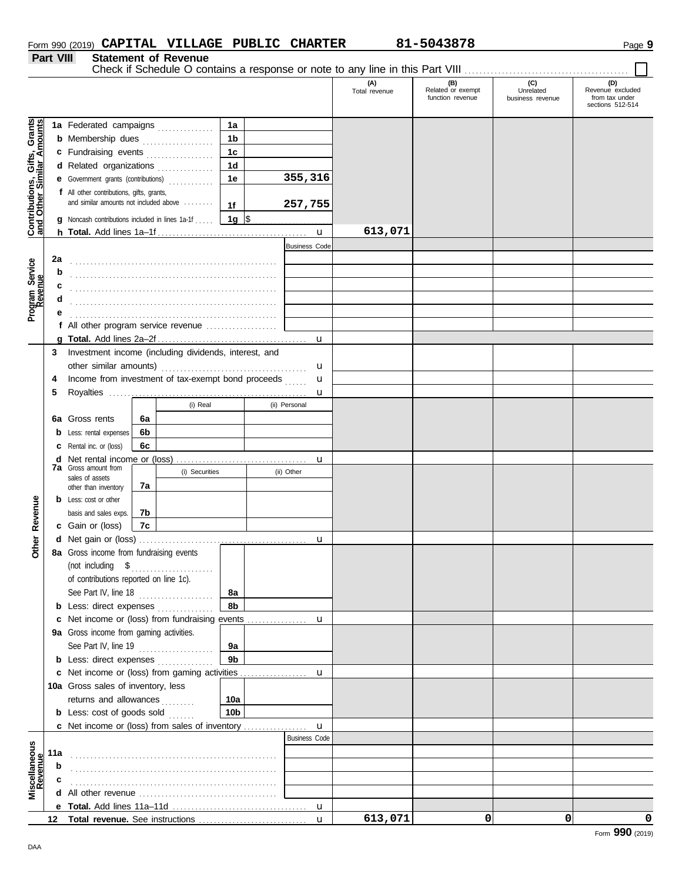Form 990 (2019) **CAPITAL VILLAGE PUBLIC CHARTER** **81-5043878**

## Part VIII Statement of Revenue

Check if Schedule O contains a response or note to any line in this Part VIII ☐

| | | | | (A) Total revenue | (B) Related or exempt function revenue | (C) Unrelated business revenue | (D) Revenue excluded from tax under sections 512-514 |
|---|---|---|---|---|---|---|---|
| **Contributions, Gifts, Grants and Other Similar Amounts** | **1a** Federated campaigns | 1a | | | | | |
| | **b** Membership dues | 1b | | | | | |
| | **c** Fundraising events | 1c | | | | | |
| | **d** Related organizations | 1d | | | | | |
| | **e** Government grants (contributions) | 1e | 355,316 | | | | |
| | **f** All other contributions, gifts, grants, and similar amounts not included above | 1f | 257,755 | | | | |
| | **g** Noncash contributions included in lines 1a-1f | 1g | $ | | | | |
| | **h Total.** Add lines 1a–1f | | u | 613,071 | | | |
| **Program Service Revenue** | | | Business Code | | | | |
| | **2a** | | | | | | |
| | **b** | | | | | | |
| | **c** | | | | | | |
| | **d** | | | | | | |
| | **e** | | | | | | |
| | **f** All other program service revenue | | | | | | |
| | **g Total.** Add lines 2a–2f | | u | | | | |
| **Other Revenue** | **3** Investment income (including dividends, interest, and other similar amounts) | | u | | | | |
| | **4** Income from investment of tax-exempt bond proceeds | | u | | | | |
| | **5** Royalties | | u | | | | |
| | | (i) Real | (ii) Personal | | | | |
| | **6a** Gross rents 6a | | | | | | |
| | **b** Less: rental expenses 6b | | | | | | |
| | **c** Rental inc. or (loss) 6c | | | | | | |
| | **d** Net rental income or (loss) | | u | | | | |
| | **7a** Gross amount from sales of assets other than inventory 7a | (i) Securities | (ii) Other | | | | |
| | **b** Less: cost or other basis and sales exps. 7b | | | | | | |
| | **c** Gain or (loss) 7c | | | | | | |
| | **d** Net gain or (loss) | | u | | | | |
| | **8a** Gross income from fundraising events (not including $ ............ of contributions reported on line 1c). See Part IV, line 18 | 8a | | | | | |
| | **b** Less: direct expenses | 8b | | | | | |
| | **c** Net income or (loss) from fundraising events | | u | | | | |
| | **9a** Gross income from gaming activities. See Part IV, line 19 | 9a | | | | | |
| | **b** Less: direct expenses | 9b | | | | | |
| | **c** Net income or (loss) from gaming activities | | u | | | | |
| | **10a** Gross sales of inventory, less returns and allowances | 10a | | | | | |
| | **b** Less: cost of goods sold | 10b | | | | | |
| | **c** Net income or (loss) from sales of inventory | | u | | | | |
| **Miscellaneous Revenue** | | | Business Code | | | | |
| | **11a** | | | | | | |
| | **b** | | | | | | |
| | **c** | | | | | | |
| | **d** All other revenue | | | | | | |
| | **e Total.** Add lines 11a–11d | | u | | | | |
| | **12 Total revenue.** See instructions | | u | 613,071 | 0 | 0 | 0 |

Form **990** (2019)

DAA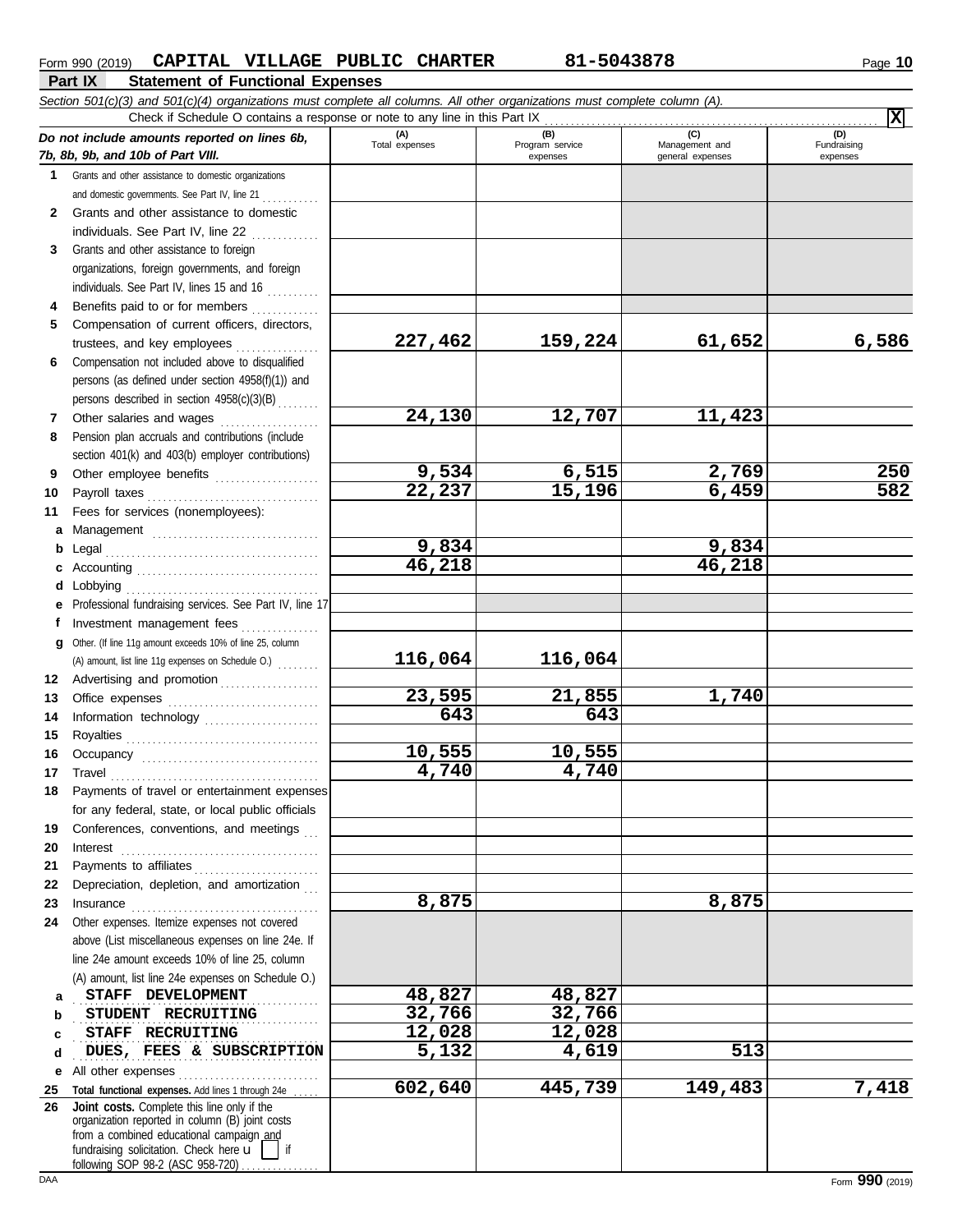Form 990 (2019) **CAPITAL VILLAGE PUBLIC CHARTER** **81-5043878** Page **10**

## Part IX Statement of Functional Expenses

*Section 501(c)(3) and 501(c)(4) organizations must complete all columns. All other organizations must complete column (A).*

Check if Schedule O contains a response or note to any line in this Part IX . . . . . . . . . . . . . . . . . . . . . . . . . . . . . . . . . . . . . . . . . . . . . . . . . **X**

| *Do not include amounts reported on lines 6b, 7b, 8b, 9b, and 10b of Part VIII.* | (A) Total expenses | (B) Program service expenses | (C) Management and general expenses | (D) Fundraising expenses |
|---|---|---|---|---|
| **1** Grants and other assistance to domestic organizations and domestic governments. See Part IV, line 21 | | | | |
| **2** Grants and other assistance to domestic individuals. See Part IV, line 22 | | | | |
| **3** Grants and other assistance to foreign organizations, foreign governments, and foreign individuals. See Part IV, lines 15 and 16 | | | | |
| **4** Benefits paid to or for members | | | | |
| **5** Compensation of current officers, directors, trustees, and key employees | 227,462 | 159,224 | 61,652 | 6,586 |
| **6** Compensation not included above to disqualified persons (as defined under section 4958(f)(1)) and persons described in section 4958(c)(3)(B) | | | | |
| **7** Other salaries and wages | 24,130 | 12,707 | 11,423 | |
| **8** Pension plan accruals and contributions (include section 401(k) and 403(b) employer contributions) | | | | |
| **9** Other employee benefits | 9,534 | 6,515 | 2,769 | 250 |
| **10** Payroll taxes | 22,237 | 15,196 | 6,459 | 582 |
| **11** Fees for services (nonemployees): | | | | |
| **a** Management | | | | |
| **b** Legal | 9,834 | | 9,834 | |
| **c** Accounting | 46,218 | | 46,218 | |
| **d** Lobbying | | | | |
| **e** Professional fundraising services. See Part IV, line 17 | | | | |
| **f** Investment management fees | | | | |
| **g** Other. (If line 11g amount exceeds 10% of line 25, column (A) amount, list line 11g expenses on Schedule O.) | 116,064 | 116,064 | | |
| **12** Advertising and promotion | | | | |
| **13** Office expenses | 23,595 | 21,855 | 1,740 | |
| **14** Information technology | 643 | 643 | | |
| **15** Royalties | | | | |
| **16** Occupancy | 10,555 | 10,555 | | |
| **17** Travel | 4,740 | 4,740 | | |
| **18** Payments of travel or entertainment expenses for any federal, state, or local public officials | | | | |
| **19** Conferences, conventions, and meetings | | | | |
| **20** Interest | | | | |
| **21** Payments to affiliates | | | | |
| **22** Depreciation, depletion, and amortization | | | | |
| **23** Insurance | 8,875 | | 8,875 | |
| **24** Other expenses. Itemize expenses not covered above (List miscellaneous expenses on line 24e. If line 24e amount exceeds 10% of line 25, column (A) amount, list line 24e expenses on Schedule O.) | | | | |
| **a** STAFF DEVELOPMENT | 48,827 | 48,827 | | |
| **b** STUDENT RECRUITING | 32,766 | 32,766 | | |
| **c** STAFF RECRUITING | 12,028 | 12,028 | | |
| **d** DUES, FEES & SUBSCRIPTION | 5,132 | 4,619 | 513 | |
| **e** All other expenses | | | | |
| **25** **Total functional expenses.** Add lines 1 through 24e | 602,640 | 445,739 | 149,483 | 7,418 |
| **26** **Joint costs.** Complete this line only if the organization reported in column (B) joint costs from a combined educational campaign and fundraising solicitation. Check here ☐ if following SOP 98-2 (ASC 958-720) | | | | |

DAA Form **990** (2019)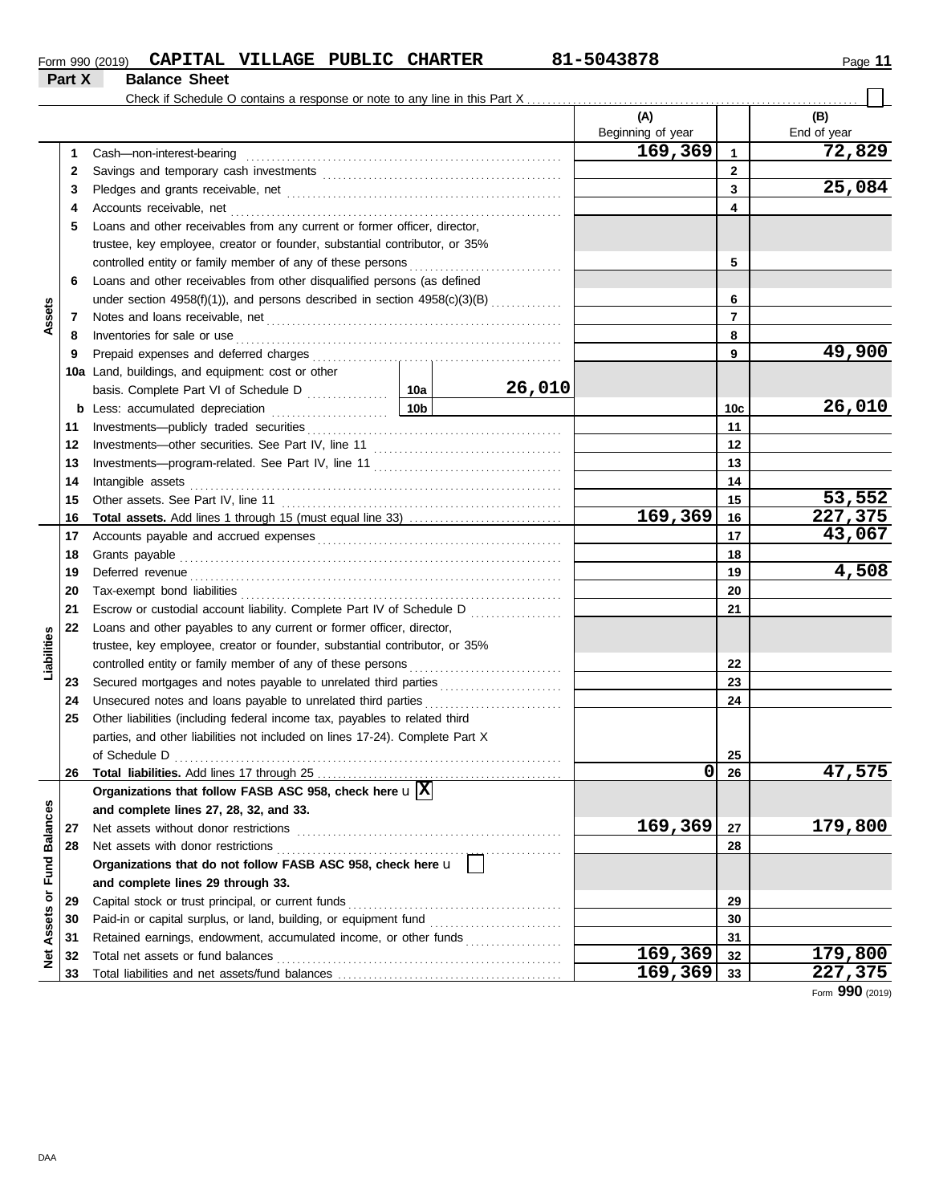Form 990 (2019) **CAPITAL VILLAGE PUBLIC CHARTER** **81-5043878**

## Part X Balance Sheet

Check if Schedule O contains a response or note to any line in this Part X . . . . . . ☐

| | | | | (A) Beginning of year | | (B) End of year |
|---|---|---|---|---|---|---|
| **Assets** | 1 | Cash—non-interest-bearing | | 169,369 | 1 | 72,829 |
| | 2 | Savings and temporary cash investments | | | 2 | |
| | 3 | Pledges and grants receivable, net | | | 3 | 25,084 |
| | 4 | Accounts receivable, net | | | 4 | |
| | 5 | Loans and other receivables from any current or former officer, director, trustee, key employee, creator or founder, substantial contributor, or 35% controlled entity or family member of any of these persons | | | 5 | |
| | 6 | Loans and other receivables from other disqualified persons (as defined under section 4958(f)(1)), and persons described in section 4958(c)(3)(B) | | | 6 | |
| | 7 | Notes and loans receivable, net | | | 7 | |
| | 8 | Inventories for sale or use | | | 8 | |
| | 9 | Prepaid expenses and deferred charges | | | 9 | 49,900 |
| | 10a | Land, buildings, and equipment: cost or other basis. Complete Part VI of Schedule D | 10a 26,010 | | | |
| | b | Less: accumulated depreciation | 10b | | 10c | 26,010 |
| | 11 | Investments—publicly traded securities | | | 11 | |
| | 12 | Investments—other securities. See Part IV, line 11 | | | 12 | |
| | 13 | Investments—program-related. See Part IV, line 11 | | | 13 | |
| | 14 | Intangible assets | | | 14 | |
| | 15 | Other assets. See Part IV, line 11 | | | 15 | 53,552 |
| | 16 | **Total assets.** Add lines 1 through 15 (must equal line 33) | | 169,369 | 16 | 227,375 |
| **Liabilities** | 17 | Accounts payable and accrued expenses | | | 17 | 43,067 |
| | 18 | Grants payable | | | 18 | |
| | 19 | Deferred revenue | | | 19 | 4,508 |
| | 20 | Tax-exempt bond liabilities | | | 20 | |
| | 21 | Escrow or custodial account liability. Complete Part IV of Schedule D | | | 21 | |
| | 22 | Loans and other payables to any current or former officer, director, trustee, key employee, creator or founder, substantial contributor, or 35% controlled entity or family member of any of these persons | | | 22 | |
| | 23 | Secured mortgages and notes payable to unrelated third parties | | | 23 | |
| | 24 | Unsecured notes and loans payable to unrelated third parties | | | 24 | |
| | 25 | Other liabilities (including federal income tax, payables to related third parties, and other liabilities not included on lines 17-24). Complete Part X of Schedule D | | | 25 | |
| | 26 | **Total liabilities.** Add lines 17 through 25 | | 0 | 26 | 47,575 |
| **Net Assets or Fund Balances** | | **Organizations that follow FASB ASC 958, check here** ☒ **and complete lines 27, 28, 32, and 33.** | | | | |
| | 27 | Net assets without donor restrictions | | 169,369 | 27 | 179,800 |
| | 28 | Net assets with donor restrictions | | | 28 | |
| | | **Organizations that do not follow FASB ASC 958, check here** ☐ **and complete lines 29 through 33.** | | | | |
| | 29 | Capital stock or trust principal, or current funds | | | 29 | |
| | 30 | Paid-in or capital surplus, or land, building, or equipment fund | | | 30 | |
| | 31 | Retained earnings, endowment, accumulated income, or other funds | | | 31 | |
| | 32 | Total net assets or fund balances | | 169,369 | 32 | 179,800 |
| | 33 | Total liabilities and net assets/fund balances | | 169,369 | 33 | 227,375 |

Form **990** (2019)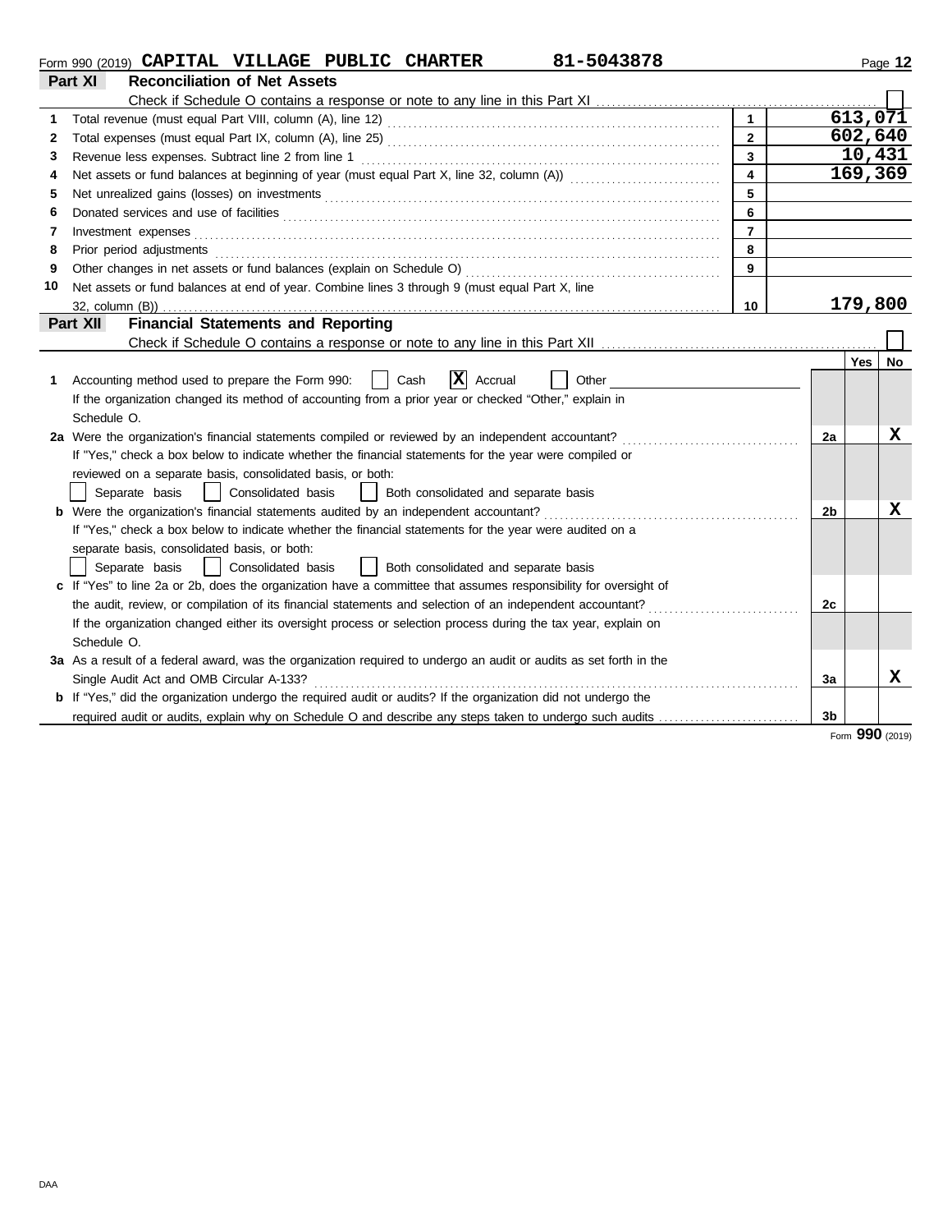Form 990 (2019) **CAPITAL VILLAGE PUBLIC CHARTER** **81-5043878**

## Part XI Reconciliation of Net Assets

Check if Schedule O contains a response or note to any line in this Part XI ☐

| | | | |
|---|---|---|---|
| 1 | Total revenue (must equal Part VIII, column (A), line 12) | 1 | 613,071 |
| 2 | Total expenses (must equal Part IX, column (A), line 25) | 2 | 602,640 |
| 3 | Revenue less expenses. Subtract line 2 from line 1 | 3 | 10,431 |
| 4 | Net assets or fund balances at beginning of year (must equal Part X, line 32, column (A)) | 4 | 169,369 |
| 5 | Net unrealized gains (losses) on investments | 5 | |
| 6 | Donated services and use of facilities | 6 | |
| 7 | Investment expenses | 7 | |
| 8 | Prior period adjustments | 8 | |
| 9 | Other changes in net assets or fund balances (explain on Schedule O) | 9 | |
| 10 | Net assets or fund balances at end of year. Combine lines 3 through 9 (must equal Part X, line 32, column (B)) | 10 | 179,800 |

## Part XII Financial Statements and Reporting

Check if Schedule O contains a response or note to any line in this Part XII ☐

| | | | Yes | No |
|---|---|---|---|---|
| 1 | Accounting method used to prepare the Form 990: ☐ Cash ☒ Accrual ☐ Other<br>If the organization changed its method of accounting from a prior year or checked "Other," explain in Schedule O. | | | |
| 2a | Were the organization's financial statements compiled or reviewed by an independent accountant?<br>If "Yes," check a box below to indicate whether the financial statements for the year were compiled or reviewed on a separate basis, consolidated basis, or both:<br>☐ Separate basis ☐ Consolidated basis ☐ Both consolidated and separate basis | 2a | | X |
| b | Were the organization's financial statements audited by an independent accountant?<br>If "Yes," check a box below to indicate whether the financial statements for the year were audited on a separate basis, consolidated basis, or both:<br>☐ Separate basis ☐ Consolidated basis ☐ Both consolidated and separate basis | 2b | | X |
| c | If "Yes" to line 2a or 2b, does the organization have a committee that assumes responsibility for oversight of the audit, review, or compilation of its financial statements and selection of an independent accountant?<br>If the organization changed either its oversight process or selection process during the tax year, explain on Schedule O. | 2c | | |
| 3a | As a result of a federal award, was the organization required to undergo an audit or audits as set forth in the Single Audit Act and OMB Circular A-133? | 3a | | X |
| b | If "Yes," did the organization undergo the required audit or audits? If the organization did not undergo the required audit or audits, explain why on Schedule O and describe any steps taken to undergo such audits | 3b | | |

Form **990** (2019)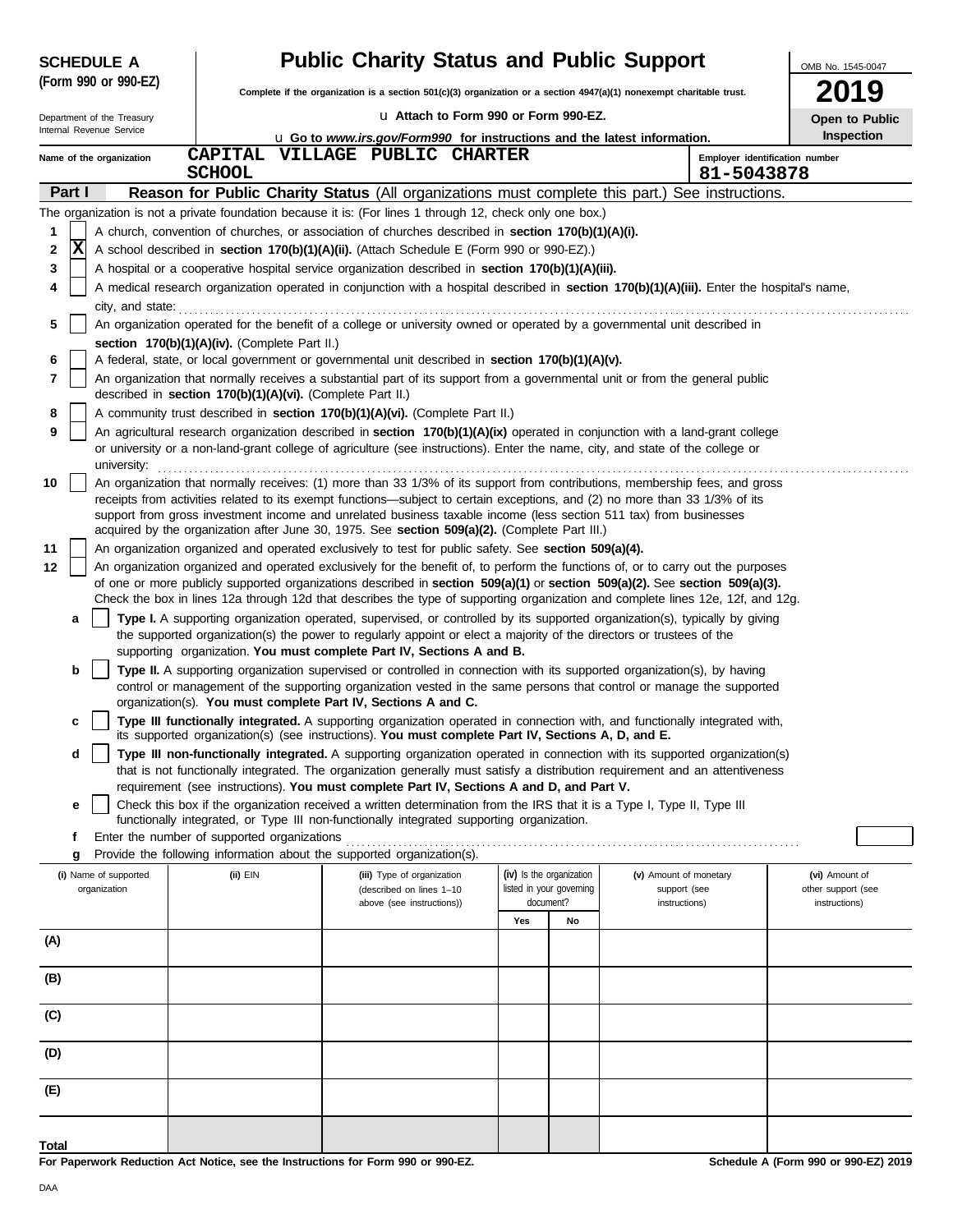**SCHEDULE A**
**(Form 990 or 990-EZ)**

Department of the Treasury
Internal Revenue Service

# Public Charity Status and Public Support

**Complete if the organization is a section 501(c)(3) organization or a section 4947(a)(1) nonexempt charitable trust.**

u **Attach to Form 990 or Form 990-EZ.**

u **Go to *www.irs.gov/Form990* for instructions and the latest information.**

OMB No. 1545-0047

**2019**

**Open to Public Inspection**

Name of the organization: CAPITAL VILLAGE PUBLIC CHARTER SCHOOL

Employer identification number: 81-5043878

## Part I — Reason for Public Charity Status (All organizations must complete this part.) See instructions.

The organization is not a private foundation because it is: (For lines 1 through 12, check only one box.)

1. [ ] A church, convention of churches, or association of churches described in **section 170(b)(1)(A)(i).**
2. [X] A school described in **section 170(b)(1)(A)(ii).** (Attach Schedule E (Form 990 or 990-EZ).)
3. [ ] A hospital or a cooperative hospital service organization described in **section 170(b)(1)(A)(iii).**
4. [ ] A medical research organization operated in conjunction with a hospital described in **section 170(b)(1)(A)(iii).** Enter the hospital's name, city, and state:
5. [ ] An organization operated for the benefit of a college or university owned or operated by a governmental unit described in **section 170(b)(1)(A)(iv).** (Complete Part II.)
6. [ ] A federal, state, or local government or governmental unit described in **section 170(b)(1)(A)(v).**
7. [ ] An organization that normally receives a substantial part of its support from a governmental unit or from the general public described in **section 170(b)(1)(A)(vi).** (Complete Part II.)
8. [ ] A community trust described in **section 170(b)(1)(A)(vi).** (Complete Part II.)
9. [ ] An agricultural research organization described in **section 170(b)(1)(A)(ix)** operated in conjunction with a land-grant college or university or a non-land-grant college of agriculture (see instructions). Enter the name, city, and state of the college or university:
10. [ ] An organization that normally receives: (1) more than 33 1/3% of its support from contributions, membership fees, and gross receipts from activities related to its exempt functions—subject to certain exceptions, and (2) no more than 33 1/3% of its support from gross investment income and unrelated business taxable income (less section 511 tax) from businesses acquired by the organization after June 30, 1975. See **section 509(a)(2).** (Complete Part III.)
11. [ ] An organization organized and operated exclusively to test for public safety. See **section 509(a)(4).**
12. [ ] An organization organized and operated exclusively for the benefit of, to perform the functions of, or to carry out the purposes of one or more publicly supported organizations described in **section 509(a)(1)** or **section 509(a)(2).** See **section 509(a)(3).** Check the box in lines 12a through 12d that describes the type of supporting organization and complete lines 12e, 12f, and 12g.
   - **a** [ ] **Type I.** A supporting organization operated, supervised, or controlled by its supported organization(s), typically by giving the supported organization(s) the power to regularly appoint or elect a majority of the directors or trustees of the supporting organization. **You must complete Part IV, Sections A and B.**
   - **b** [ ] **Type II.** A supporting organization supervised or controlled in connection with its supported organization(s), by having control or management of the supporting organization vested in the same persons that control or manage the supported organization(s). **You must complete Part IV, Sections A and C.**
   - **c** [ ] **Type III functionally integrated.** A supporting organization operated in connection with, and functionally integrated with, its supported organization(s) (see instructions). **You must complete Part IV, Sections A, D, and E.**
   - **d** [ ] **Type III non-functionally integrated.** A supporting organization operated in connection with its supported organization(s) that is not functionally integrated. The organization generally must satisfy a distribution requirement and an attentiveness requirement (see instructions). **You must complete Part IV, Sections A and D, and Part V.**
   - **e** [ ] Check this box if the organization received a written determination from the IRS that it is a Type I, Type II, Type III functionally integrated, or Type III non-functionally integrated supporting organization.
   - **f** Enter the number of supported organizations
   - **g** Provide the following information about the supported organization(s).

| (i) Name of supported organization | (ii) EIN | (iii) Type of organization (described on lines 1–10 above (see instructions)) | (iv) Is the organization listed in your governing document? Yes | No | (v) Amount of monetary support (see instructions) | (vi) Amount of other support (see instructions) |
|---|---|---|---|---|---|---|
| (A) | | | | | | |
| (B) | | | | | | |
| (C) | | | | | | |
| (D) | | | | | | |
| (E) | | | | | | |
| **Total** | | | | | | |

**For Paperwork Reduction Act Notice, see the Instructions for Form 990 or 990-EZ.**

**Schedule A (Form 990 or 990-EZ) 2019**

DAA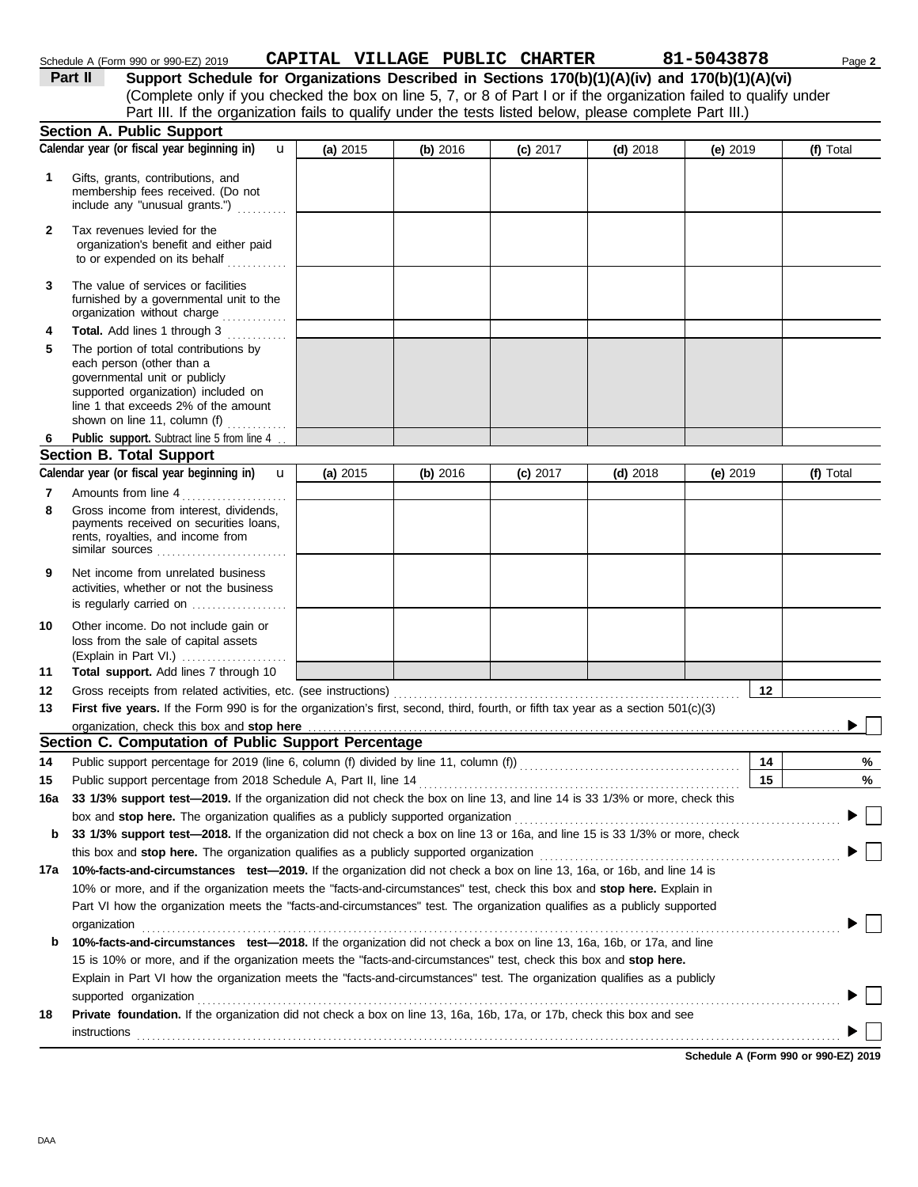Schedule A (Form 990 or 990-EZ) 2019 **CAPITAL VILLAGE PUBLIC CHARTER** **81-5043878**

## Part II — Support Schedule for Organizations Described in Sections 170(b)(1)(A)(iv) and 170(b)(1)(A)(vi)

(Complete only if you checked the box on line 5, 7, or 8 of Part I or if the organization failed to qualify under Part III. If the organization fails to qualify under the tests listed below, please complete Part III.)

### Section A. Public Support

| Calendar year (or fiscal year beginning in) | (a) 2015 | (b) 2016 | (c) 2017 | (d) 2018 | (e) 2019 | (f) Total |
|---|---|---|---|---|---|---|
| **1** Gifts, grants, contributions, and membership fees received. (Do not include any "unusual grants.") | | | | | | |
| **2** Tax revenues levied for the organization's benefit and either paid to or expended on its behalf | | | | | | |
| **3** The value of services or facilities furnished by a governmental unit to the organization without charge | | | | | | |
| **4** **Total.** Add lines 1 through 3 | | | | | | |
| **5** The portion of total contributions by each person (other than a governmental unit or publicly supported organization) included on line 1 that exceeds 2% of the amount shown on line 11, column (f) | | | | | | |
| **6** **Public support.** Subtract line 5 from line 4 | | | | | | |

### Section B. Total Support

| Calendar year (or fiscal year beginning in) | (a) 2015 | (b) 2016 | (c) 2017 | (d) 2018 | (e) 2019 | (f) Total |
|---|---|---|---|---|---|---|
| **7** Amounts from line 4 | | | | | | |
| **8** Gross income from interest, dividends, payments received on securities loans, rents, royalties, and income from similar sources | | | | | | |
| **9** Net income from unrelated business activities, whether or not the business is regularly carried on | | | | | | |
| **10** Other income. Do not include gain or loss from the sale of capital assets (Explain in Part VI.) | | | | | | |
| **11** **Total support.** Add lines 7 through 10 | | | | | | |

**12** Gross receipts from related activities, etc. (see instructions) — **12**

**13** **First five years.** If the Form 990 is for the organization's first, second, third, fourth, or fifth tax year as a section 501(c)(3) organization, check this box and **stop here** ☐

### Section C. Computation of Public Support Percentage

**14** Public support percentage for 2019 (line 6, column (f) divided by line 11, column (f)) — **14** %

**15** Public support percentage from 2018 Schedule A, Part II, line 14 — **15** %

**16a** **33 1/3% support test—2019.** If the organization did not check the box on line 13, and line 14 is 33 1/3% or more, check this box and **stop here.** The organization qualifies as a publicly supported organization ☐

**b** **33 1/3% support test—2018.** If the organization did not check a box on line 13 or 16a, and line 15 is 33 1/3% or more, check this box and **stop here.** The organization qualifies as a publicly supported organization ☐

**17a** **10%-facts-and-circumstances test—2019.** If the organization did not check a box on line 13, 16a, or 16b, and line 14 is 10% or more, and if the organization meets the "facts-and-circumstances" test, check this box and **stop here.** Explain in Part VI how the organization meets the "facts-and-circumstances" test. The organization qualifies as a publicly supported organization ☐

**b** **10%-facts-and-circumstances test—2018.** If the organization did not check a box on line 13, 16a, 16b, or 17a, and line 15 is 10% or more, and if the organization meets the "facts-and-circumstances" test, check this box and **stop here.** Explain in Part VI how the organization meets the "facts-and-circumstances" test. The organization qualifies as a publicly supported organization ☐

**18** **Private foundation.** If the organization did not check a box on line 13, 16a, 16b, 17a, or 17b, check this box and see instructions ☐

**Schedule A (Form 990 or 990-EZ) 2019**

DAA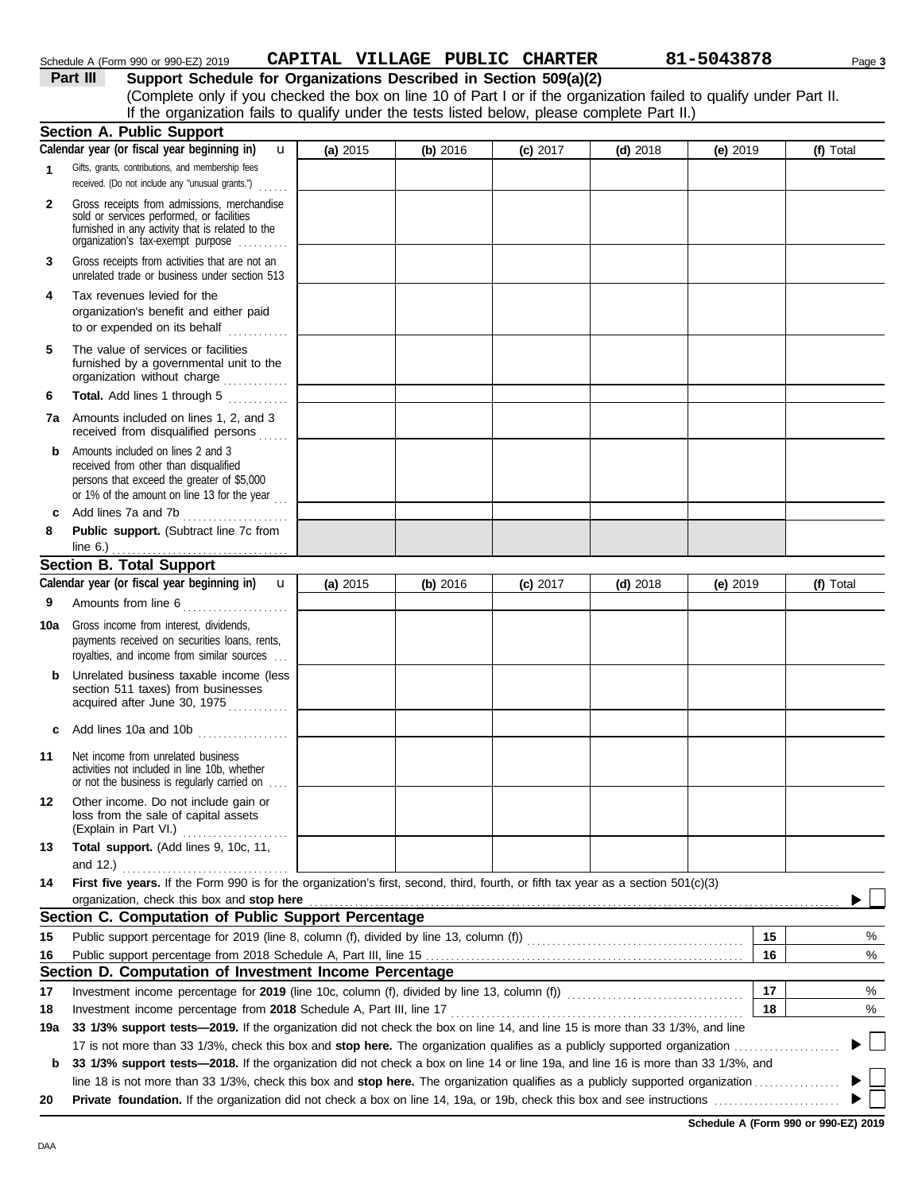Schedule A (Form 990 or 990-EZ) 2019 **CAPITAL VILLAGE PUBLIC CHARTER** **81-5043878**

## Part III Support Schedule for Organizations Described in Section 509(a)(2)

(Complete only if you checked the box on line 10 of Part I or if the organization failed to qualify under Part II. If the organization fails to qualify under the tests listed below, please complete Part II.)

### Section A. Public Support

| | Calendar year (or fiscal year beginning in) | (a) 2015 | (b) 2016 | (c) 2017 | (d) 2018 | (e) 2019 | (f) Total |
|---|---|---|---|---|---|---|---|
| 1 | Gifts, grants, contributions, and membership fees received. (Do not include any "unusual grants.") | | | | | | |
| 2 | Gross receipts from admissions, merchandise sold or services performed, or facilities furnished in any activity that is related to the organization's tax-exempt purpose | | | | | | |
| 3 | Gross receipts from activities that are not an unrelated trade or business under section 513 | | | | | | |
| 4 | Tax revenues levied for the organization's benefit and either paid to or expended on its behalf | | | | | | |
| 5 | The value of services or facilities furnished by a governmental unit to the organization without charge | | | | | | |
| 6 | **Total.** Add lines 1 through 5 | | | | | | |
| 7a | Amounts included on lines 1, 2, and 3 received from disqualified persons | | | | | | |
| b | Amounts included on lines 2 and 3 received from other than disqualified persons that exceed the greater of $5,000 or 1% of the amount on line 13 for the year | | | | | | |
| c | Add lines 7a and 7b | | | | | | |
| 8 | **Public support.** (Subtract line 7c from line 6.) | | | | | | |

### Section B. Total Support

| | Calendar year (or fiscal year beginning in) | (a) 2015 | (b) 2016 | (c) 2017 | (d) 2018 | (e) 2019 | (f) Total |
|---|---|---|---|---|---|---|---|
| 9 | Amounts from line 6 | | | | | | |
| 10a | Gross income from interest, dividends, payments received on securities loans, rents, royalties, and income from similar sources | | | | | | |
| b | Unrelated business taxable income (less section 511 taxes) from businesses acquired after June 30, 1975 | | | | | | |
| c | Add lines 10a and 10b | | | | | | |
| 11 | Net income from unrelated business activities not included in line 10b, whether or not the business is regularly carried on | | | | | | |
| 12 | Other income. Do not include gain or loss from the sale of capital assets (Explain in Part VI.) | | | | | | |
| 13 | **Total support.** (Add lines 9, 10c, 11, and 12.) | | | | | | |

**14** **First five years.** If the Form 990 is for the organization's first, second, third, fourth, or fifth tax year as a section 501(c)(3) organization, check this box and **stop here** ☐

### Section C. Computation of Public Support Percentage

| | | | |
|---|---|---|---|
| 15 | Public support percentage for 2019 (line 8, column (f), divided by line 13, column (f)) | 15 | % |
| 16 | Public support percentage from 2018 Schedule A, Part III, line 15 | 16 | % |

### Section D. Computation of Investment Income Percentage

| | | | |
|---|---|---|---|
| 17 | Investment income percentage for **2019** (line 10c, column (f), divided by line 13, column (f)) | 17 | % |
| 18 | Investment income percentage from **2018** Schedule A, Part III, line 17 | 18 | % |

**19a** **33 1/3% support tests—2019.** If the organization did not check the box on line 14, and line 15 is more than 33 1/3%, and line 17 is not more than 33 1/3%, check this box and **stop here.** The organization qualifies as a publicly supported organization ☐

**b** **33 1/3% support tests—2018.** If the organization did not check a box on line 14 or line 19a, and line 16 is more than 33 1/3%, and line 18 is not more than 33 1/3%, check this box and **stop here.** The organization qualifies as a publicly supported organization ☐

**20** **Private foundation.** If the organization did not check a box on line 14, 19a, or 19b, check this box and see instructions ☐

**Schedule A (Form 990 or 990-EZ) 2019**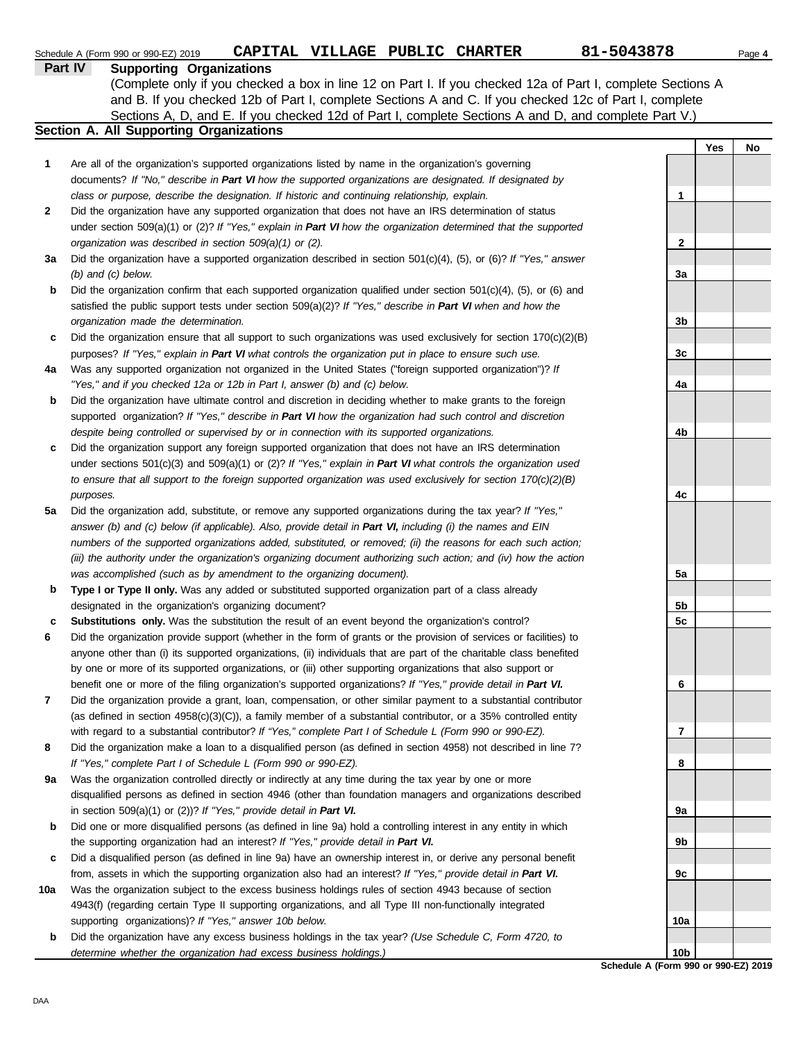Schedule A (Form 990 or 990-EZ) 2019 **CAPITAL VILLAGE PUBLIC CHARTER** 81-5043878

## Part IV Supporting Organizations

(Complete only if you checked a box in line 12 on Part I. If you checked 12a of Part I, complete Sections A and B. If you checked 12b of Part I, complete Sections A and C. If you checked 12c of Part I, complete Sections A, D, and E. If you checked 12d of Part I, complete Sections A and D, and complete Part V.)

### Section A. All Supporting Organizations

| | | | Yes | No |
|---|---|---|---|---|
| **1** | Are all of the organization's supported organizations listed by name in the organization's governing documents? *If "No," describe in **Part VI** how the supported organizations are designated. If designated by class or purpose, describe the designation. If historic and continuing relationship, explain.* | 1 | | |
| **2** | Did the organization have any supported organization that does not have an IRS determination of status under section 509(a)(1) or (2)? *If "Yes," explain in **Part VI** how the organization determined that the supported organization was described in section 509(a)(1) or (2).* | 2 | | |
| **3a** | Did the organization have a supported organization described in section 501(c)(4), (5), or (6)? *If "Yes," answer (b) and (c) below.* | 3a | | |
| **b** | Did the organization confirm that each supported organization qualified under section 501(c)(4), (5), or (6) and satisfied the public support tests under section 509(a)(2)? *If "Yes," describe in **Part VI** when and how the organization made the determination.* | 3b | | |
| **c** | Did the organization ensure that all support to such organizations was used exclusively for section 170(c)(2)(B) purposes? *If "Yes," explain in **Part VI** what controls the organization put in place to ensure such use.* | 3c | | |
| **4a** | Was any supported organization not organized in the United States ("foreign supported organization")? *If "Yes," and if you checked 12a or 12b in Part I, answer (b) and (c) below.* | 4a | | |
| **b** | Did the organization have ultimate control and discretion in deciding whether to make grants to the foreign supported organization? *If "Yes," describe in **Part VI** how the organization had such control and discretion despite being controlled or supervised by or in connection with its supported organizations.* | 4b | | |
| **c** | Did the organization support any foreign supported organization that does not have an IRS determination under sections 501(c)(3) and 509(a)(1) or (2)? *If "Yes," explain in **Part VI** what controls the organization used to ensure that all support to the foreign supported organization was used exclusively for section 170(c)(2)(B) purposes.* | 4c | | |
| **5a** | Did the organization add, substitute, or remove any supported organizations during the tax year? *If "Yes," answer (b) and (c) below (if applicable). Also, provide detail in **Part VI,** including (i) the names and EIN numbers of the supported organizations added, substituted, or removed; (ii) the reasons for each such action; (iii) the authority under the organization's organizing document authorizing such action; and (iv) how the action was accomplished (such as by amendment to the organizing document).* | 5a | | |
| **b** | **Type I or Type II only.** Was any added or substituted supported organization part of a class already designated in the organization's organizing document? | 5b | | |
| **c** | **Substitutions only.** Was the substitution the result of an event beyond the organization's control? | 5c | | |
| **6** | Did the organization provide support (whether in the form of grants or the provision of services or facilities) to anyone other than (i) its supported organizations, (ii) individuals that are part of the charitable class benefited by one or more of its supported organizations, or (iii) other supporting organizations that also support or benefit one or more of the filing organization's supported organizations? *If "Yes," provide detail in **Part VI.*** | 6 | | |
| **7** | Did the organization provide a grant, loan, compensation, or other similar payment to a substantial contributor (as defined in section 4958(c)(3)(C)), a family member of a substantial contributor, or a 35% controlled entity with regard to a substantial contributor? *If "Yes," complete Part I of Schedule L (Form 990 or 990-EZ).* | 7 | | |
| **8** | Did the organization make a loan to a disqualified person (as defined in section 4958) not described in line 7? *If "Yes," complete Part I of Schedule L (Form 990 or 990-EZ).* | 8 | | |
| **9a** | Was the organization controlled directly or indirectly at any time during the tax year by one or more disqualified persons as defined in section 4946 (other than foundation managers and organizations described in section 509(a)(1) or (2))? *If "Yes," provide detail in **Part VI.*** | 9a | | |
| **b** | Did one or more disqualified persons (as defined in line 9a) hold a controlling interest in any entity in which the supporting organization had an interest? *If "Yes," provide detail in **Part VI.*** | 9b | | |
| **c** | Did a disqualified person (as defined in line 9a) have an ownership interest in, or derive any personal benefit from, assets in which the supporting organization also had an interest? *If "Yes," provide detail in **Part VI.*** | 9c | | |
| **10a** | Was the organization subject to the excess business holdings rules of section 4943 because of section 4943(f) (regarding certain Type II supporting organizations, and all Type III non-functionally integrated supporting organizations)? *If "Yes," answer 10b below.* | 10a | | |
| **b** | Did the organization have any excess business holdings in the tax year? *(Use Schedule C, Form 4720, to determine whether the organization had excess business holdings.)* | 10b | | |

**Schedule A (Form 990 or 990-EZ) 2019**

DAA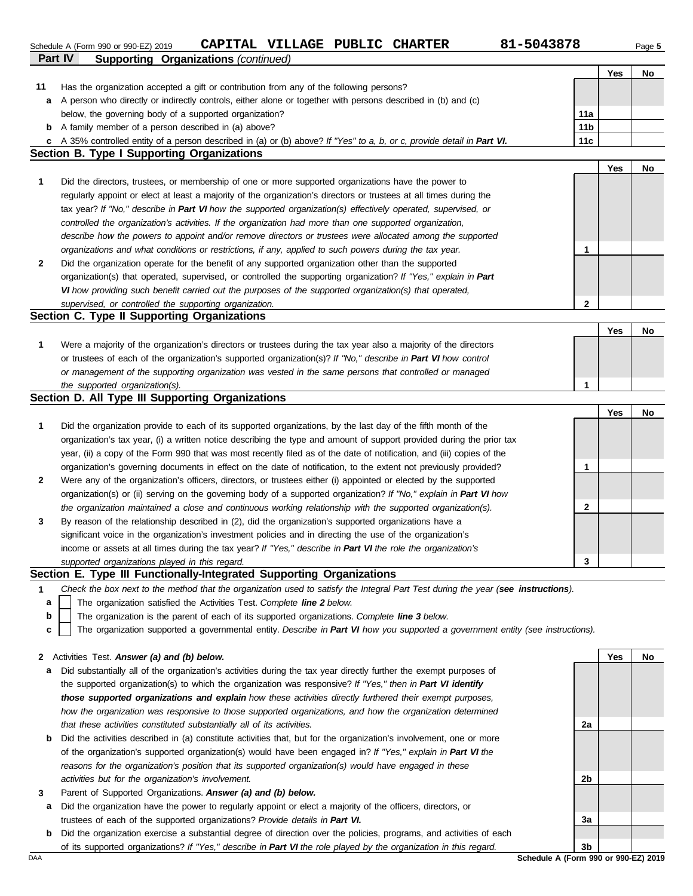Schedule A (Form 990 or 990-EZ) 2019 **CAPITAL VILLAGE PUBLIC CHARTER** 81-5043878

## Part IV Supporting Organizations *(continued)*

| | | | Yes | No |
|---|---|---|---|---|
| **11** | Has the organization accepted a gift or contribution from any of the following persons? | | | |
| **a** | A person who directly or indirectly controls, either alone or together with persons described in (b) and (c) below, the governing body of a supported organization? | **11a** | | |
| **b** | A family member of a person described in (a) above? | **11b** | | |
| **c** | A 35% controlled entity of a person described in (a) or (b) above? *If "Yes" to a, b, or c, provide detail in **Part VI.*** | **11c** | | |

### Section B. Type I Supporting Organizations

| | | | Yes | No |
|---|---|---|---|---|
| **1** | Did the directors, trustees, or membership of one or more supported organizations have the power to regularly appoint or elect at least a majority of the organization's directors or trustees at all times during the tax year? *If "No," describe in **Part VI** how the supported organization(s) effectively operated, supervised, or controlled the organization's activities. If the organization had more than one supported organization, describe how the powers to appoint and/or remove directors or trustees were allocated among the supported organizations and what conditions or restrictions, if any, applied to such powers during the tax year.* | **1** | | |
| **2** | Did the organization operate for the benefit of any supported organization other than the supported organization(s) that operated, supervised, or controlled the supporting organization? *If "Yes," explain in **Part VI** how providing such benefit carried out the purposes of the supported organization(s) that operated, supervised, or controlled the supporting organization.* | **2** | | |

### Section C. Type II Supporting Organizations

| | | | Yes | No |
|---|---|---|---|---|
| **1** | Were a majority of the organization's directors or trustees during the tax year also a majority of the directors or trustees of each of the organization's supported organization(s)? *If "No," describe in **Part VI** how control or management of the supporting organization was vested in the same persons that controlled or managed the supported organization(s).* | **1** | | |

### Section D. All Type III Supporting Organizations

| | | | Yes | No |
|---|---|---|---|---|
| **1** | Did the organization provide to each of its supported organizations, by the last day of the fifth month of the organization's tax year, (i) a written notice describing the type and amount of support provided during the prior tax year, (ii) a copy of the Form 990 that was most recently filed as of the date of notification, and (iii) copies of the organization's governing documents in effect on the date of notification, to the extent not previously provided? | **1** | | |
| **2** | Were any of the organization's officers, directors, or trustees either (i) appointed or elected by the supported organization(s) or (ii) serving on the governing body of a supported organization? *If "No," explain in **Part VI** how the organization maintained a close and continuous working relationship with the supported organization(s).* | **2** | | |
| **3** | By reason of the relationship described in (2), did the organization's supported organizations have a significant voice in the organization's investment policies and in directing the use of the organization's income or assets at all times during the tax year? *If "Yes," describe in **Part VI** the role the organization's supported organizations played in this regard.* | **3** | | |

### Section E. Type III Functionally-Integrated Supporting Organizations

**1** *Check the box next to the method that the organization used to satisfy the Integral Part Test during the year (**see instructions**).*

- **a** ☐ The organization satisfied the Activities Test. *Complete **line 2** below.*
- **b** ☐ The organization is the parent of each of its supported organizations. *Complete **line 3** below.*
- **c** ☐ The organization supported a governmental entity. *Describe in **Part VI** how you supported a government entity (see instructions).*

| | | | Yes | No |
|---|---|---|---|---|
| **2** | Activities Test. ***Answer (a) and (b) below.*** | | | |
| **a** | Did substantially all of the organization's activities during the tax year directly further the exempt purposes of the supported organization(s) to which the organization was responsive? *If "Yes," then in **Part VI identify those supported organizations and explain** how these activities directly furthered their exempt purposes, how the organization was responsive to those supported organizations, and how the organization determined that these activities constituted substantially all of its activities.* | **2a** | | |
| **b** | Did the activities described in (a) constitute activities that, but for the organization's involvement, one or more of the organization's supported organization(s) would have been engaged in? *If "Yes," explain in **Part VI** the reasons for the organization's position that its supported organization(s) would have engaged in these activities but for the organization's involvement.* | **2b** | | |
| **3** | Parent of Supported Organizations. ***Answer (a) and (b) below.*** | | | |
| **a** | Did the organization have the power to regularly appoint or elect a majority of the officers, directors, or trustees of each of the supported organizations? *Provide details in **Part VI.*** | **3a** | | |
| **b** | Did the organization exercise a substantial degree of direction over the policies, programs, and activities of each of its supported organizations? *If "Yes," describe in **Part VI** the role played by the organization in this regard.* | **3b** | | |

DAA **Schedule A (Form 990 or 990-EZ) 2019**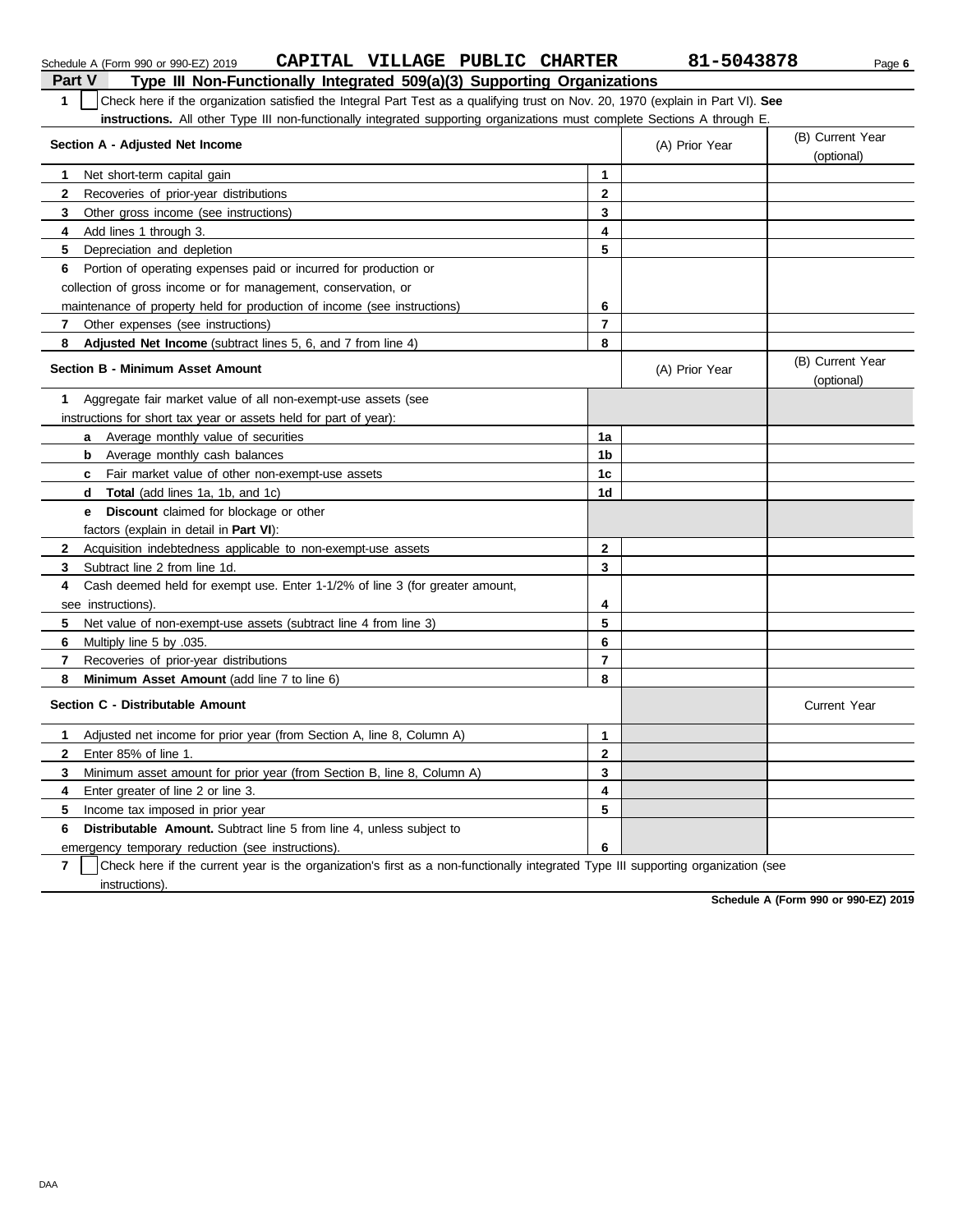Schedule A (Form 990 or 990-EZ) 2019 CAPITAL VILLAGE PUBLIC CHARTER 81-5043878

## Part V Type III Non-Functionally Integrated 509(a)(3) Supporting Organizations

1 ☐ Check here if the organization satisfied the Integral Part Test as a qualifying trust on Nov. 20, 1970 (explain in Part VI). **See instructions.** All other Type III non-functionally integrated supporting organizations must complete Sections A through E.

| Section A - Adjusted Net Income | | (A) Prior Year | (B) Current Year (optional) |
|---|---|---|---|
| 1 Net short-term capital gain | 1 | | |
| 2 Recoveries of prior-year distributions | 2 | | |
| 3 Other gross income (see instructions) | 3 | | |
| 4 Add lines 1 through 3. | 4 | | |
| 5 Depreciation and depletion | 5 | | |
| 6 Portion of operating expenses paid or incurred for production or collection of gross income or for management, conservation, or maintenance of property held for production of income (see instructions) | 6 | | |
| 7 Other expenses (see instructions) | 7 | | |
| 8 **Adjusted Net Income** (subtract lines 5, 6, and 7 from line 4) | 8 | | |

| Section B - Minimum Asset Amount | | (A) Prior Year | (B) Current Year (optional) |
|---|---|---|---|
| 1 Aggregate fair market value of all non-exempt-use assets (see instructions for short tax year or assets held for part of year): | | | |
| a Average monthly value of securities | 1a | | |
| b Average monthly cash balances | 1b | | |
| c Fair market value of other non-exempt-use assets | 1c | | |
| d **Total** (add lines 1a, 1b, and 1c) | 1d | | |
| e **Discount** claimed for blockage or other factors (explain in detail in **Part VI**): | | | |
| 2 Acquisition indebtedness applicable to non-exempt-use assets | 2 | | |
| 3 Subtract line 2 from line 1d. | 3 | | |
| 4 Cash deemed held for exempt use. Enter 1-1/2% of line 3 (for greater amount, see instructions). | 4 | | |
| 5 Net value of non-exempt-use assets (subtract line 4 from line 3) | 5 | | |
| 6 Multiply line 5 by .035. | 6 | | |
| 7 Recoveries of prior-year distributions | 7 | | |
| 8 **Minimum Asset Amount** (add line 7 to line 6) | 8 | | |

| Section C - Distributable Amount | | | Current Year |
|---|---|---|---|
| 1 Adjusted net income for prior year (from Section A, line 8, Column A) | 1 | | |
| 2 Enter 85% of line 1. | 2 | | |
| 3 Minimum asset amount for prior year (from Section B, line 8, Column A) | 3 | | |
| 4 Enter greater of line 2 or line 3. | 4 | | |
| 5 Income tax imposed in prior year | 5 | | |
| 6 **Distributable Amount.** Subtract line 5 from line 4, unless subject to emergency temporary reduction (see instructions). | 6 | | |

7 ☐ Check here if the current year is the organization's first as a non-functionally integrated Type III supporting organization (see instructions).

**Schedule A (Form 990 or 990-EZ) 2019**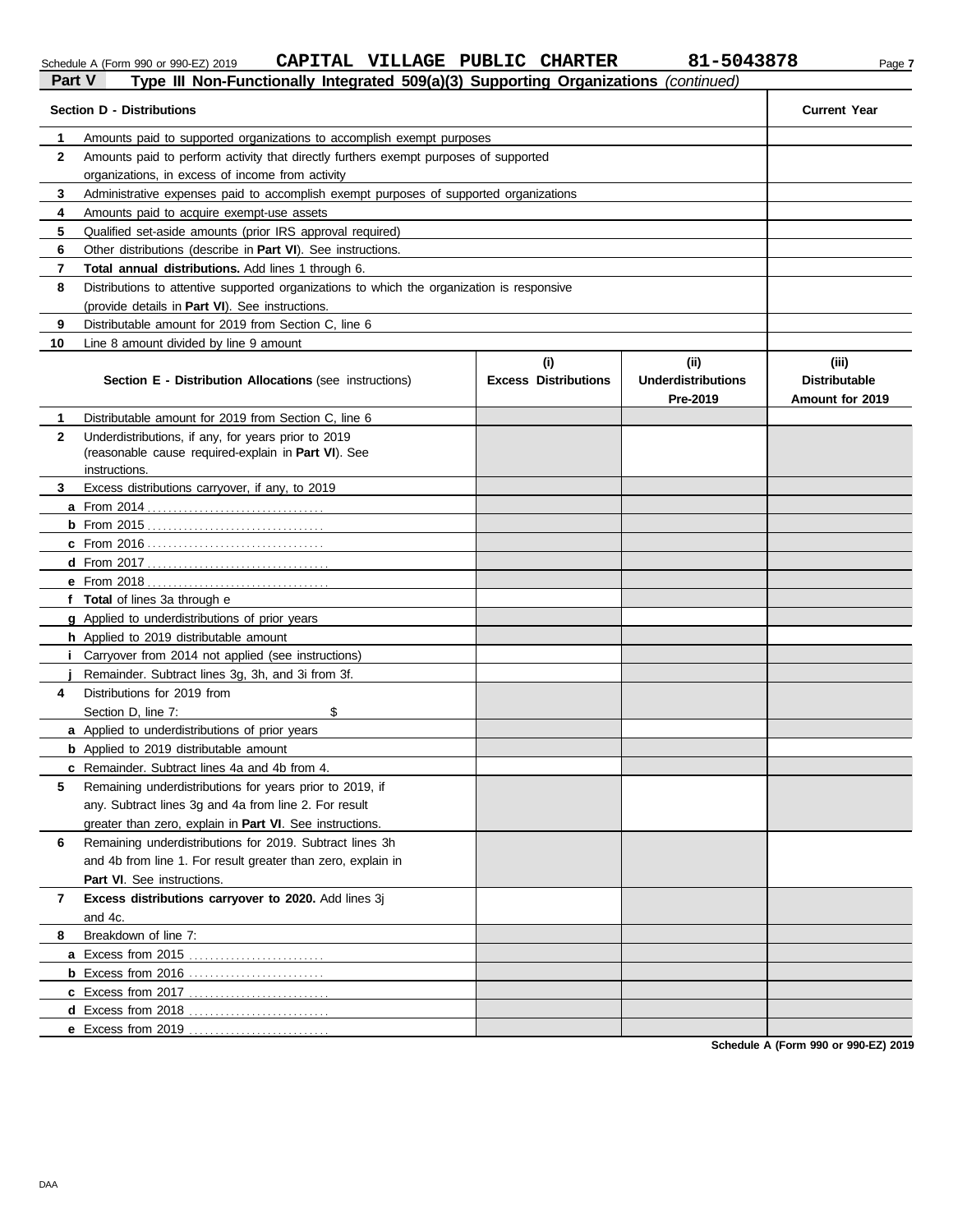## Part V Type III Non-Functionally Integrated 509(a)(3) Supporting Organizations *(continued)*

| Section D - Distributions | | Current Year |
|---|---|---|
| 1 | Amounts paid to supported organizations to accomplish exempt purposes | |
| 2 | Amounts paid to perform activity that directly furthers exempt purposes of supported organizations, in excess of income from activity | |
| 3 | Administrative expenses paid to accomplish exempt purposes of supported organizations | |
| 4 | Amounts paid to acquire exempt-use assets | |
| 5 | Qualified set-aside amounts (prior IRS approval required) | |
| 6 | Other distributions (describe in **Part VI**). See instructions. | |
| 7 | **Total annual distributions.** Add lines 1 through 6. | |
| 8 | Distributions to attentive supported organizations to which the organization is responsive (provide details in **Part VI**). See instructions. | |
| 9 | Distributable amount for 2019 from Section C, line 6 | |
| 10 | Line 8 amount divided by line 9 amount | |

| | **Section E - Distribution Allocations** (see instructions) | (i) Excess Distributions | (ii) Underdistributions Pre-2019 | (iii) Distributable Amount for 2019 |
|---|---|---|---|---|
| 1 | Distributable amount for 2019 from Section C, line 6 | | | |
| 2 | Underdistributions, if any, for years prior to 2019 (reasonable cause required-explain in **Part VI**). See instructions. | | | |
| 3 | Excess distributions carryover, if any, to 2019 | | | |
| a | From 2014 | | | |
| b | From 2015 | | | |
| c | From 2016 | | | |
| d | From 2017 | | | |
| e | From 2018 | | | |
| f | **Total** of lines 3a through e | | | |
| g | Applied to underdistributions of prior years | | | |
| h | Applied to 2019 distributable amount | | | |
| i | Carryover from 2014 not applied (see instructions) | | | |
| j | Remainder. Subtract lines 3g, 3h, and 3i from 3f. | | | |
| 4 | Distributions for 2019 from Section D, line 7: $ | | | |
| a | Applied to underdistributions of prior years | | | |
| b | Applied to 2019 distributable amount | | | |
| c | Remainder. Subtract lines 4a and 4b from 4. | | | |
| 5 | Remaining underdistributions for years prior to 2019, if any. Subtract lines 3g and 4a from line 2. For result greater than zero, explain in **Part VI**. See instructions. | | | |
| 6 | Remaining underdistributions for 2019. Subtract lines 3h and 4b from line 1. For result greater than zero, explain in **Part VI**. See instructions. | | | |
| 7 | **Excess distributions carryover to 2020.** Add lines 3j and 4c. | | | |
| 8 | Breakdown of line 7: | | | |
| a | Excess from 2015 | | | |
| b | Excess from 2016 | | | |
| c | Excess from 2017 | | | |
| d | Excess from 2018 | | | |
| e | Excess from 2019 | | | |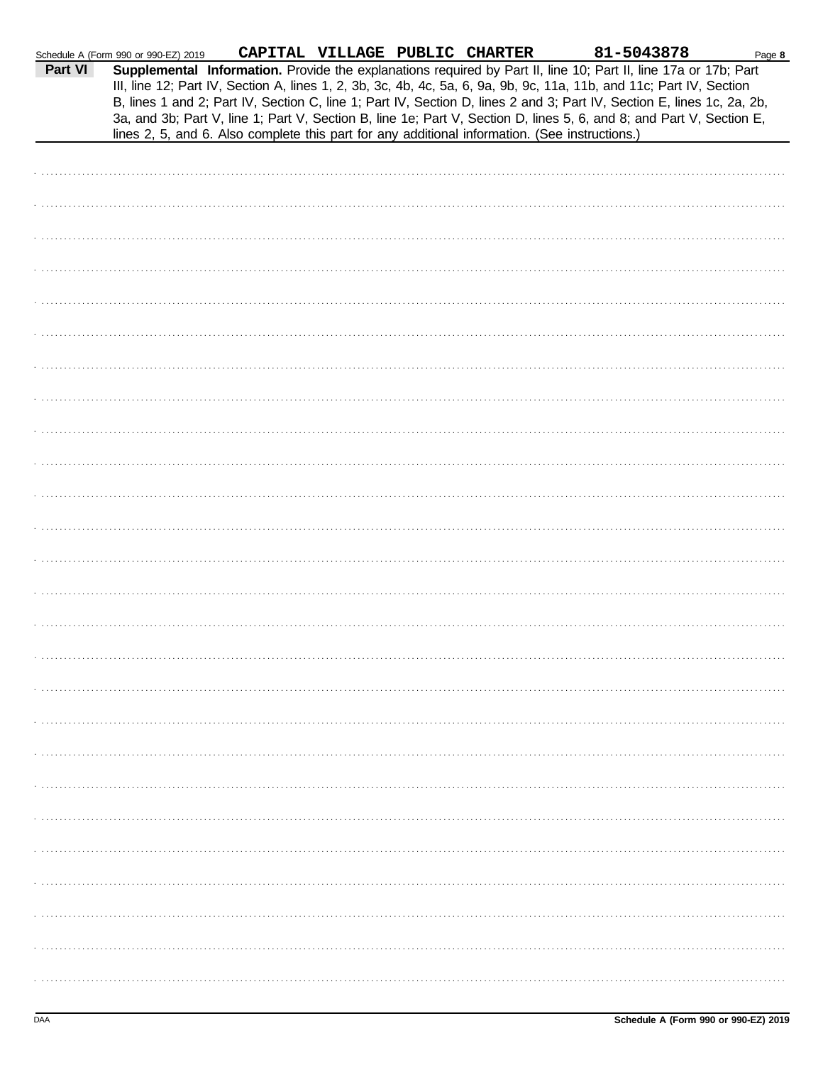Schedule A (Form 990 or 990-EZ) 2019 CAPITAL VILLAGE PUBLIC CHARTER 81-5043878 Page **8**

**Part VI** **Supplemental Information.** Provide the explanations required by Part II, line 10; Part II, line 17a or 17b; Part III, line 12; Part IV, Section A, lines 1, 2, 3b, 3c, 4b, 4c, 5a, 6, 9a, 9b, 9c, 11a, 11b, and 11c; Part IV, Section B, lines 1 and 2; Part IV, Section C, line 1; Part IV, Section D, lines 2 and 3; Part IV, Section E, lines 1c, 2a, 2b, 3a, and 3b; Part V, line 1; Part V, Section B, line 1e; Part V, Section D, lines 5, 6, and 8; and Part V, Section E, lines 2, 5, and 6. Also complete this part for any additional information. (See instructions.)

DAA **Schedule A (Form 990 or 990-EZ) 2019**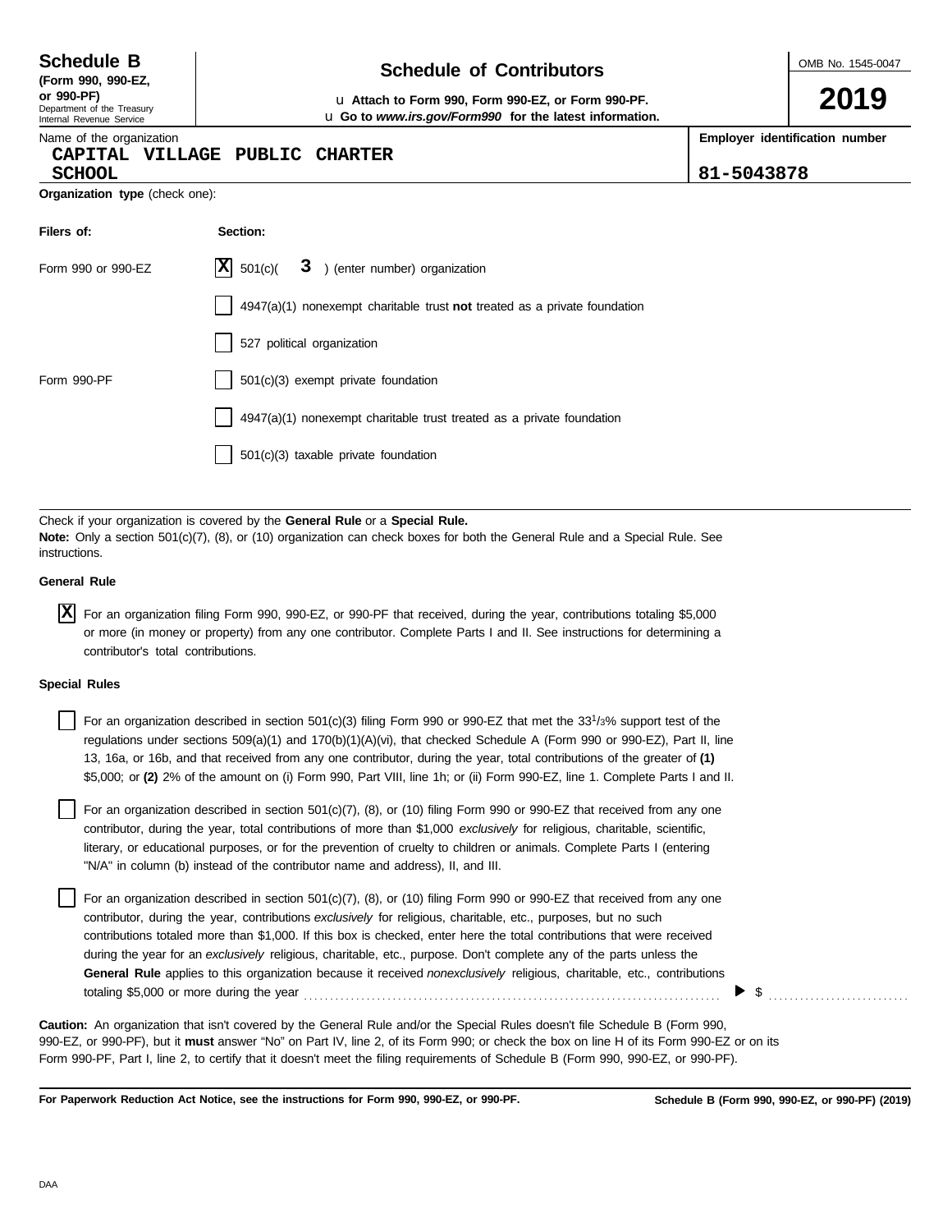**Schedule B**
**(Form 990, 990-EZ, or 990-PF)**
Department of the Treasury
Internal Revenue Service

# Schedule of Contributors

u **Attach to Form 990, Form 990-EZ, or Form 990-PF.**
u **Go to *www.irs.gov/Form990* for the latest information.**

OMB No. 1545-0047

**2019**

Name of the organization
CAPITAL VILLAGE PUBLIC CHARTER SCHOOL

**Employer identification number**
81-5043878

**Organization type** (check one):

| Filers of: | Section: |
|---|---|
| Form 990 or 990-EZ | [X] 501(c)( 3 ) (enter number) organization |
| | [ ] 4947(a)(1) nonexempt charitable trust **not** treated as a private foundation |
| | [ ] 527 political organization |
| Form 990-PF | [ ] 501(c)(3) exempt private foundation |
| | [ ] 4947(a)(1) nonexempt charitable trust treated as a private foundation |
| | [ ] 501(c)(3) taxable private foundation |

Check if your organization is covered by the **General Rule** or a **Special Rule.**
**Note:** Only a section 501(c)(7), (8), or (10) organization can check boxes for both the General Rule and a Special Rule. See instructions.

**General Rule**

[X] For an organization filing Form 990, 990-EZ, or 990-PF that received, during the year, contributions totaling $5,000 or more (in money or property) from any one contributor. Complete Parts I and II. See instructions for determining a contributor's total contributions.

**Special Rules**

[ ] For an organization described in section 501(c)(3) filing Form 990 or 990-EZ that met the 33 1/3% support test of the regulations under sections 509(a)(1) and 170(b)(1)(A)(vi), that checked Schedule A (Form 990 or 990-EZ), Part II, line 13, 16a, or 16b, and that received from any one contributor, during the year, total contributions of the greater of **(1)** $5,000; or **(2)** 2% of the amount on (i) Form 990, Part VIII, line 1h; or (ii) Form 990-EZ, line 1. Complete Parts I and II.

[ ] For an organization described in section 501(c)(7), (8), or (10) filing Form 990 or 990-EZ that received from any one contributor, during the year, total contributions of more than $1,000 *exclusively* for religious, charitable, scientific, literary, or educational purposes, or for the prevention of cruelty to children or animals. Complete Parts I (entering "N/A" in column (b) instead of the contributor name and address), II, and III.

[ ] For an organization described in section 501(c)(7), (8), or (10) filing Form 990 or 990-EZ that received from any one contributor, during the year, contributions *exclusively* for religious, charitable, etc., purposes, but no such contributions totaled more than $1,000. If this box is checked, enter here the total contributions that were received during the year for an *exclusively* religious, charitable, etc., purpose. Don't complete any of the parts unless the **General Rule** applies to this organization because it received *nonexclusively* religious, charitable, etc., contributions totaling $5,000 or more during the year ........ ▶ $ ..........

**Caution:** An organization that isn't covered by the General Rule and/or the Special Rules doesn't file Schedule B (Form 990, 990-EZ, or 990-PF), but it **must** answer "No" on Part IV, line 2, of its Form 990; or check the box on line H of its Form 990-EZ or on its Form 990-PF, Part I, line 2, to certify that it doesn't meet the filing requirements of Schedule B (Form 990, 990-EZ, or 990-PF).

**For Paperwork Reduction Act Notice, see the instructions for Form 990, 990-EZ, or 990-PF.** **Schedule B (Form 990, 990-EZ, or 990-PF) (2019)**

DAA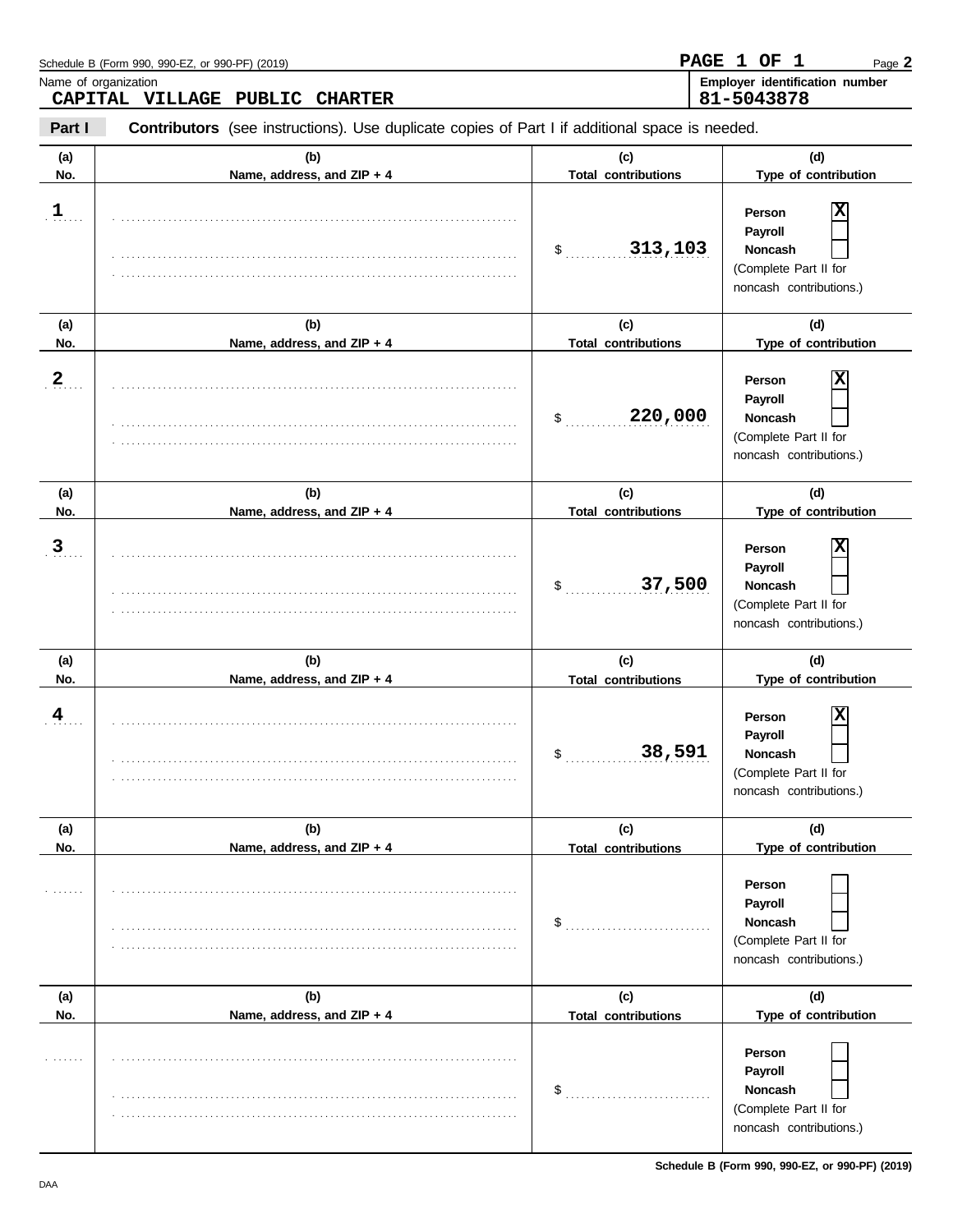Schedule B (Form 990, 990-EZ, or 990-PF) (2019)

**PAGE 1 OF 1**

| Name of organization | Employer identification number |
|---|---|
| CAPITAL VILLAGE PUBLIC CHARTER | 81-5043878 |

**Part I** **Contributors** (see instructions). Use duplicate copies of Part I if additional space is needed.

| (a) No. | (b) Name, address, and ZIP + 4 | (c) Total contributions | (d) Type of contribution |
|---|---|---|---|
| 1 | | $ 313,103 | Person [X] Payroll [ ] Noncash [ ] (Complete Part II for noncash contributions.) |
| 2 | | $ 220,000 | Person [X] Payroll [ ] Noncash [ ] (Complete Part II for noncash contributions.) |
| 3 | | $ 37,500 | Person [X] Payroll [ ] Noncash [ ] (Complete Part II for noncash contributions.) |
| 4 | | $ 38,591 | Person [X] Payroll [ ] Noncash [ ] (Complete Part II for noncash contributions.) |
| | | $ | Person [ ] Payroll [ ] Noncash [ ] (Complete Part II for noncash contributions.) |
| | | $ | Person [ ] Payroll [ ] Noncash [ ] (Complete Part II for noncash contributions.) |

DAA

**Schedule B (Form 990, 990-EZ, or 990-PF) (2019)**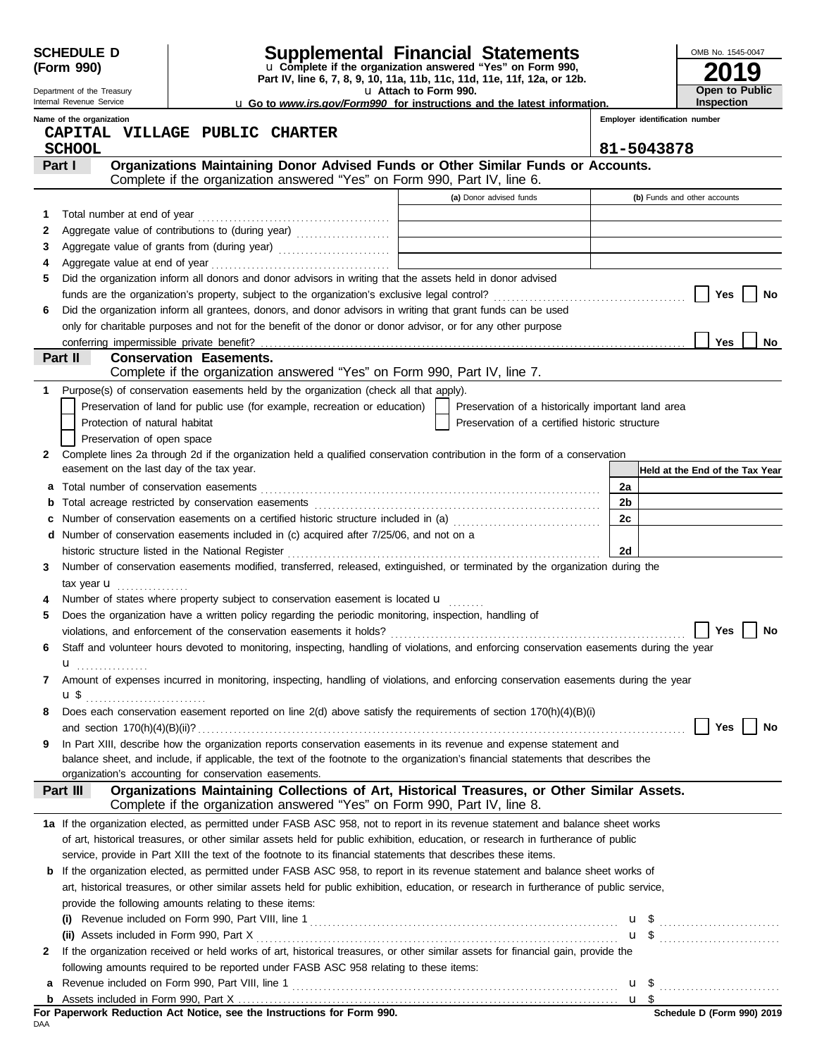# SCHEDULE D (Form 990)

Department of the Treasury
Internal Revenue Service

## Supplemental Financial Statements

u Complete if the organization answered "Yes" on Form 990, Part IV, line 6, 7, 8, 9, 10, 11a, 11b, 11c, 11d, 11e, 11f, 12a, or 12b.

u Attach to Form 990.

u Go to *www.irs.gov/Form990* for instructions and the latest information.

OMB No. 1545-0047

**2019**

**Open to Public Inspection**

**Name of the organization**

CAPITAL VILLAGE PUBLIC CHARTER SCHOOL

**Employer identification number**

81-5043878

## Part I — Organizations Maintaining Donor Advised Funds or Other Similar Funds or Accounts.

Complete if the organization answered "Yes" on Form 990, Part IV, line 6.

| | | (a) Donor advised funds | (b) Funds and other accounts |
|---|---|---|---|
| 1 | Total number at end of year | | |
| 2 | Aggregate value of contributions to (during year) | | |
| 3 | Aggregate value of grants from (during year) | | |
| 4 | Aggregate value at end of year | | |

5 Did the organization inform all donors and donor advisors in writing that the assets held in donor advised funds are the organization's property, subject to the organization's exclusive legal control? ☐ Yes ☐ No

6 Did the organization inform all grantees, donors, and donor advisors in writing that grant funds can be used only for charitable purposes and not for the benefit of the donor or donor advisor, or for any other purpose conferring impermissible private benefit? ☐ Yes ☐ No

## Part II — Conservation Easements.

Complete if the organization answered "Yes" on Form 990, Part IV, line 7.

1 Purpose(s) of conservation easements held by the organization (check all that apply).

- ☐ Preservation of land for public use (for example, recreation or education)
- ☐ Preservation of a historically important land area
- ☐ Protection of natural habitat
- ☐ Preservation of a certified historic structure
- ☐ Preservation of open space

2 Complete lines 2a through 2d if the organization held a qualified conservation contribution in the form of a conservation easement on the last day of the tax year.

| | | | Held at the End of the Tax Year |
|---|---|---|---|
| a | Total number of conservation easements | 2a | |
| b | Total acreage restricted by conservation easements | 2b | |
| c | Number of conservation easements on a certified historic structure included in (a) | 2c | |
| d | Number of conservation easements included in (c) acquired after 7/25/06, and not on a historic structure listed in the National Register | 2d | |

3 Number of conservation easements modified, transferred, released, extinguished, or terminated by the organization during the tax year u

4 Number of states where property subject to conservation easement is located u

5 Does the organization have a written policy regarding the periodic monitoring, inspection, handling of violations, and enforcement of the conservation easements it holds? ☐ Yes ☐ No

6 Staff and volunteer hours devoted to monitoring, inspecting, handling of violations, and enforcing conservation easements during the year u

7 Amount of expenses incurred in monitoring, inspecting, handling of violations, and enforcing conservation easements during the year u $

8 Does each conservation easement reported on line 2(d) above satisfy the requirements of section 170(h)(4)(B)(i) and section 170(h)(4)(B)(ii)? ☐ Yes ☐ No

9 In Part XIII, describe how the organization reports conservation easements in its revenue and expense statement and balance sheet, and include, if applicable, the text of the footnote to the organization's financial statements that describes the organization's accounting for conservation easements.

## Part III — Organizations Maintaining Collections of Art, Historical Treasures, or Other Similar Assets.

Complete if the organization answered "Yes" on Form 990, Part IV, line 8.

1a If the organization elected, as permitted under FASB ASC 958, not to report in its revenue statement and balance sheet works of art, historical treasures, or other similar assets held for public exhibition, education, or research in furtherance of public service, provide in Part XIII the text of the footnote to its financial statements that describes these items.

b If the organization elected, as permitted under FASB ASC 958, to report in its revenue statement and balance sheet works of art, historical treasures, or other similar assets held for public exhibition, education, or research in furtherance of public service, provide the following amounts relating to these items:

(i) Revenue included on Form 990, Part VIII, line 1 u $

(ii) Assets included in Form 990, Part X u $

2 If the organization received or held works of art, historical treasures, or other similar assets for financial gain, provide the following amounts required to be reported under FASB ASC 958 relating to these items:

a Revenue included on Form 990, Part VIII, line 1 u $

b Assets included in Form 990, Part X u $

**For Paperwork Reduction Act Notice, see the Instructions for Form 990.**

DAA

**Schedule D (Form 990) 2019**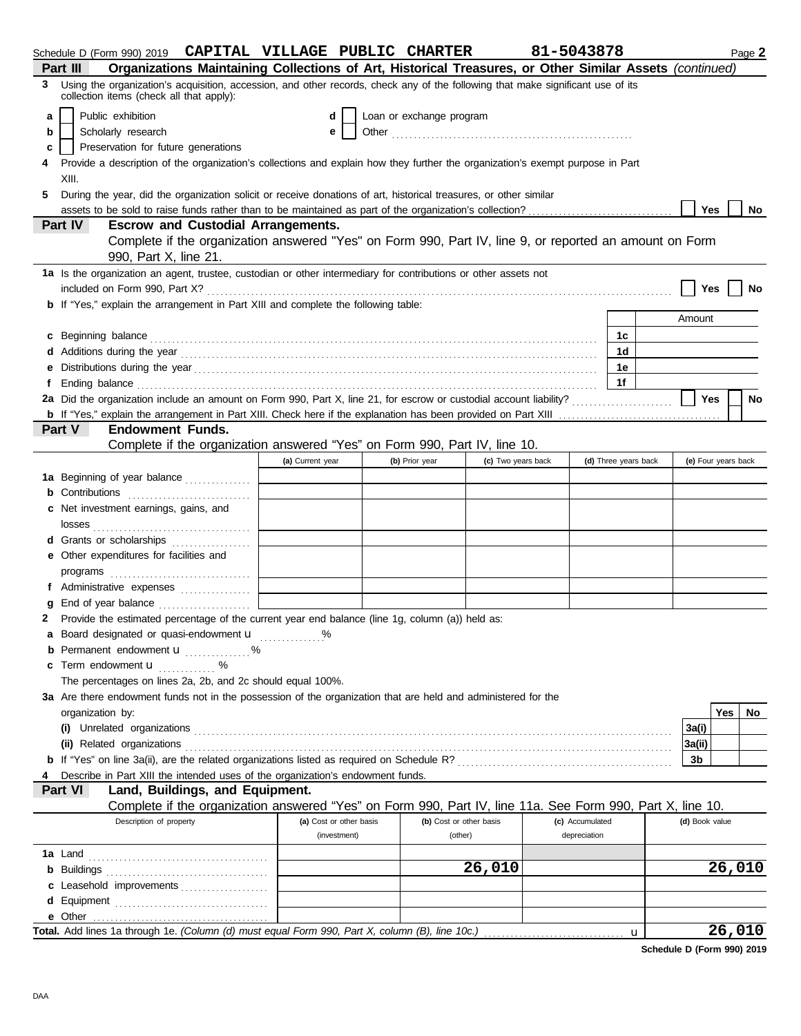Schedule D (Form 990) 2019 **CAPITAL VILLAGE PUBLIC CHARTER** **81-5043878** Page **2**

## Part III — Organizations Maintaining Collections of Art, Historical Treasures, or Other Similar Assets *(continued)*

**3** Using the organization's acquisition, accession, and other records, check any of the following that make significant use of its collection items (check all that apply):

- **a** ☐ Public exhibition
- **b** ☐ Scholarly research
- **c** ☐ Preservation for future generations
- **d** ☐ Loan or exchange program
- **e** ☐ Other

**4** Provide a description of the organization's collections and explain how they further the organization's exempt purpose in Part XIII.

**5** During the year, did the organization solicit or receive donations of art, historical treasures, or other similar assets to be sold to raise funds rather than to be maintained as part of the organization's collection? ☐ Yes ☐ No

## Part IV — Escrow and Custodial Arrangements.

Complete if the organization answered "Yes" on Form 990, Part IV, line 9, or reported an amount on Form 990, Part X, line 21.

**1a** Is the organization an agent, trustee, custodian or other intermediary for contributions or other assets not included on Form 990, Part X? ☐ Yes ☐ No

**b** If "Yes," explain the arrangement in Part XIII and complete the following table:

| | | Amount |
|---|---|---|
| **c** Beginning balance | 1c | |
| **d** Additions during the year | 1d | |
| **e** Distributions during the year | 1e | |
| **f** Ending balance | 1f | |

**2a** Did the organization include an amount on Form 990, Part X, line 21, for escrow or custodial account liability? ☐ Yes ☐ No

**b** If "Yes," explain the arrangement in Part XIII. Check here if the explanation has been provided on Part XIII ☐

## Part V — Endowment Funds.

Complete if the organization answered "Yes" on Form 990, Part IV, line 10.

| | (a) Current year | (b) Prior year | (c) Two years back | (d) Three years back | (e) Four years back |
|---|---|---|---|---|---|
| **1a** Beginning of year balance | | | | | |
| **b** Contributions | | | | | |
| **c** Net investment earnings, gains, and losses | | | | | |
| **d** Grants or scholarships | | | | | |
| **e** Other expenditures for facilities and programs | | | | | |
| **f** Administrative expenses | | | | | |
| **g** End of year balance | | | | | |

**2** Provide the estimated percentage of the current year end balance (line 1g, column (a)) held as:

- **a** Board designated or quasi-endowment u ............. %
- **b** Permanent endowment u ............. %
- **c** Term endowment u ............. %

The percentages on lines 2a, 2b, and 2c should equal 100%.

**3a** Are there endowment funds not in the possession of the organization that are held and administered for the organization by:

| | | Yes | No |
|---|---|---|---|
| **(i)** Unrelated organizations | 3a(i) | | |
| **(ii)** Related organizations | 3a(ii) | | |
| **b** If "Yes" on line 3a(ii), are the related organizations listed as required on Schedule R? | 3b | | |

**4** Describe in Part XIII the intended uses of the organization's endowment funds.

## Part VI — Land, Buildings, and Equipment.

Complete if the organization answered "Yes" on Form 990, Part IV, line 11a. See Form 990, Part X, line 10.

| Description of property | (a) Cost or other basis (investment) | (b) Cost or other basis (other) | (c) Accumulated depreciation | (d) Book value |
|---|---|---|---|---|
| **1a** Land | | | | |
| **b** Buildings | | 26,010 | | 26,010 |
| **c** Leasehold improvements | | | | |
| **d** Equipment | | | | |
| **e** Other | | | | |
| **Total.** Add lines 1a through 1e. *(Column (d) must equal Form 990, Part X, column (B), line 10c.)* u | | | | 26,010 |

**Schedule D (Form 990) 2019**

DAA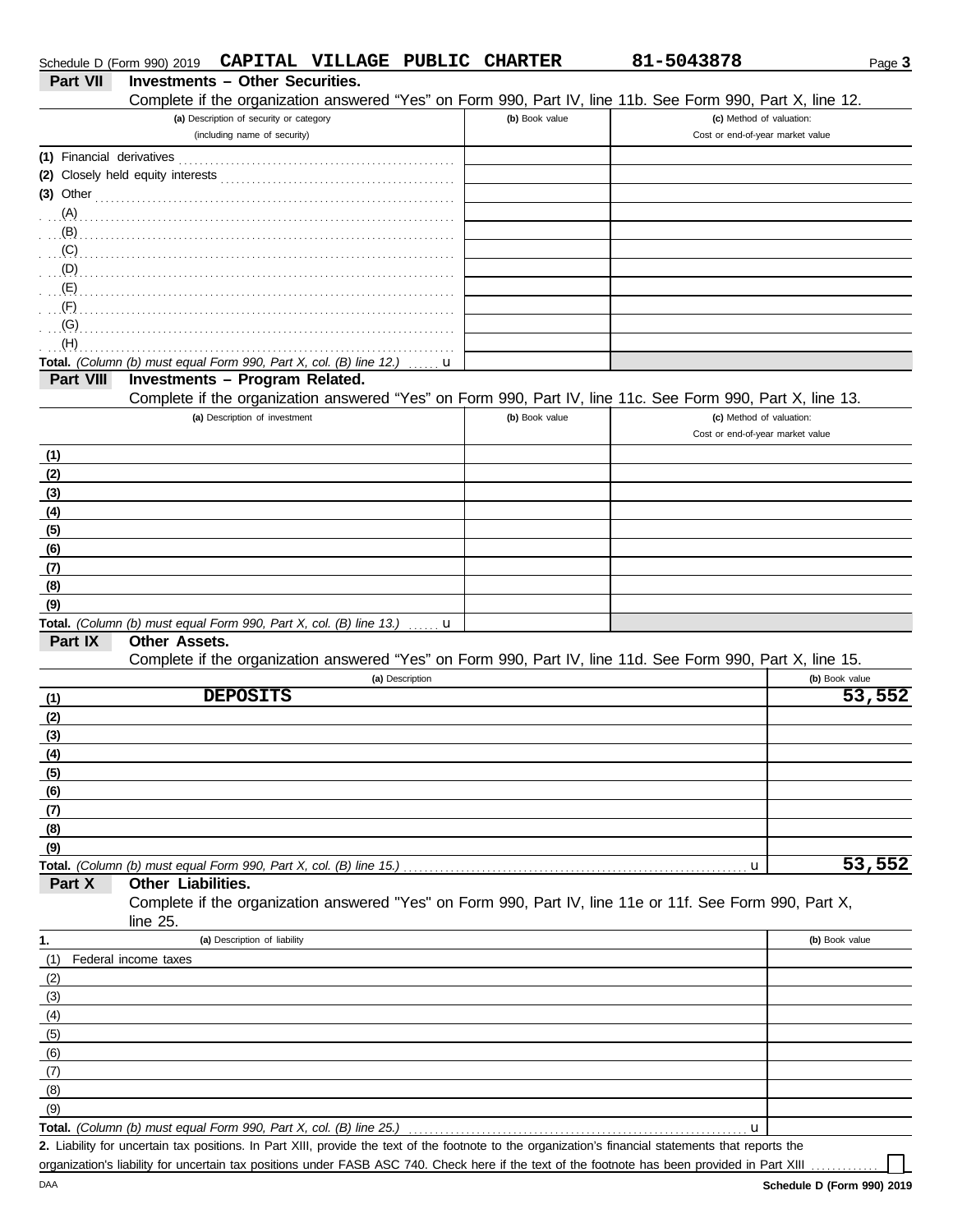Schedule D (Form 990) 2019 **CAPITAL VILLAGE PUBLIC CHARTER** **81-5043878**

## Part VII Investments – Other Securities.

Complete if the organization answered "Yes" on Form 990, Part IV, line 11b. See Form 990, Part X, line 12.

| (a) Description of security or category (including name of security) | (b) Book value | (c) Method of valuation: Cost or end-of-year market value |
|---|---|---|
| (1) Financial derivatives | | |
| (2) Closely held equity interests | | |
| (3) Other | | |
| (A) | | |
| (B) | | |
| (C) | | |
| (D) | | |
| (E) | | |
| (F) | | |
| (G) | | |
| (H) | | |
| **Total.** *(Column (b) must equal Form 990, Part X, col. (B) line 12.)* u | | |

## Part VIII Investments – Program Related.

Complete if the organization answered "Yes" on Form 990, Part IV, line 11c. See Form 990, Part X, line 13.

| (a) Description of investment | (b) Book value | (c) Method of valuation: Cost or end-of-year market value |
|---|---|---|
| (1) | | |
| (2) | | |
| (3) | | |
| (4) | | |
| (5) | | |
| (6) | | |
| (7) | | |
| (8) | | |
| (9) | | |
| **Total.** *(Column (b) must equal Form 990, Part X, col. (B) line 13.)* u | | |

## Part IX Other Assets.

Complete if the organization answered "Yes" on Form 990, Part IV, line 11d. See Form 990, Part X, line 15.

| (a) Description | (b) Book value |
|---|---|
| (1) **DEPOSITS** | **53,552** |
| (2) | |
| (3) | |
| (4) | |
| (5) | |
| (6) | |
| (7) | |
| (8) | |
| (9) | |
| **Total.** *(Column (b) must equal Form 990, Part X, col. (B) line 15.)* u | **53,552** |

## Part X Other Liabilities.

Complete if the organization answered "Yes" on Form 990, Part IV, line 11e or 11f. See Form 990, Part X, line 25.

| 1. (a) Description of liability | (b) Book value |
|---|---|
| (1) Federal income taxes | |
| (2) | |
| (3) | |
| (4) | |
| (5) | |
| (6) | |
| (7) | |
| (8) | |
| (9) | |
| **Total.** *(Column (b) must equal Form 990, Part X, col. (B) line 25.)* u | |

**2.** Liability for uncertain tax positions. In Part XIII, provide the text of the footnote to the organization's financial statements that reports the organization's liability for uncertain tax positions under FASB ASC 740. Check here if the text of the footnote has been provided in Part XIII ☐

DAA **Schedule D (Form 990) 2019**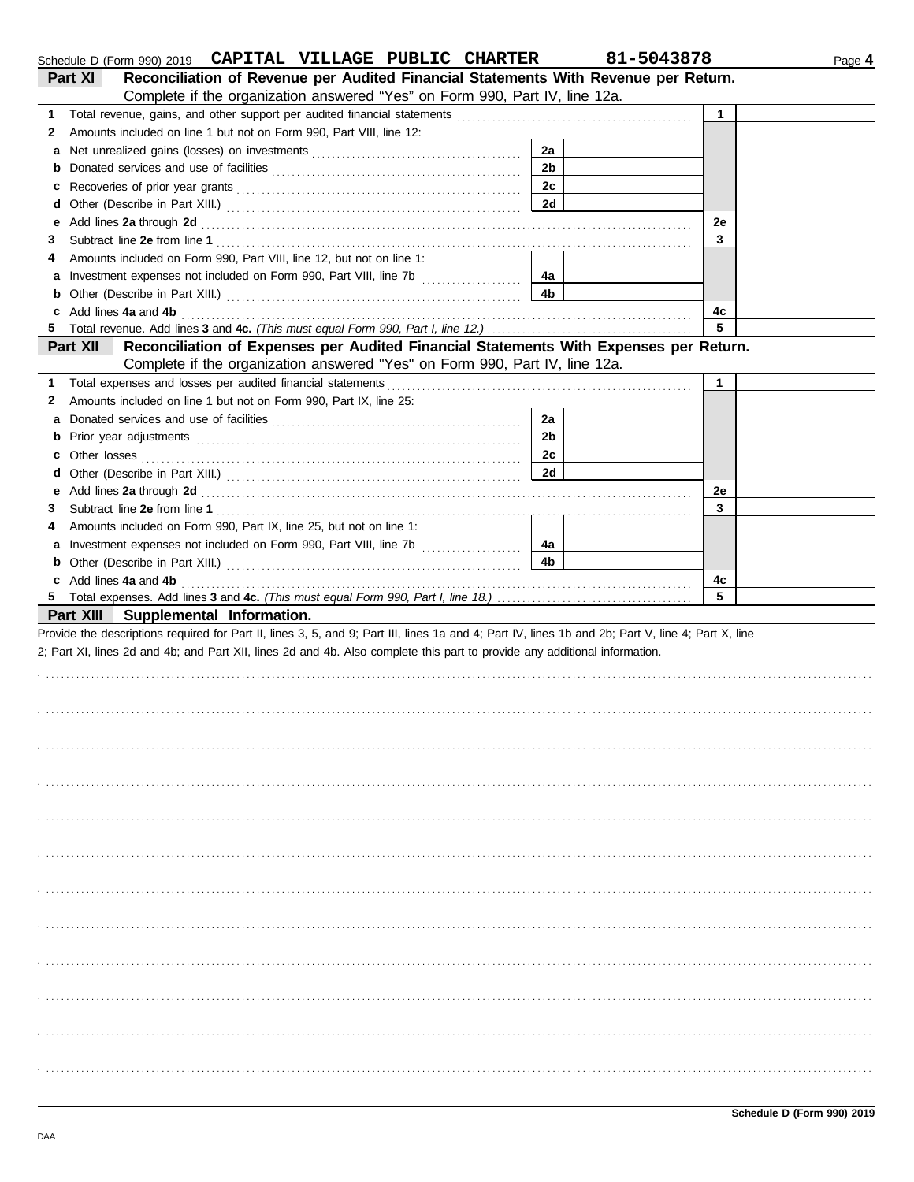Schedule D (Form 990) 2019 **CAPITAL VILLAGE PUBLIC CHARTER** **81-5043878** Page **4**

## Part XI Reconciliation of Revenue per Audited Financial Statements With Revenue per Return.

Complete if the organization answered "Yes" on Form 990, Part IV, line 12a.

| | | | | | |
|---|---|---|---|---|---|
| **1** | Total revenue, gains, and other support per audited financial statements | | | 1 | |
| **2** | Amounts included on line 1 but not on Form 990, Part VIII, line 12: | | | | |
| **a** | Net unrealized gains (losses) on investments | 2a | | | |
| **b** | Donated services and use of facilities | 2b | | | |
| **c** | Recoveries of prior year grants | 2c | | | |
| **d** | Other (Describe in Part XIII.) | 2d | | | |
| **e** | Add lines **2a** through **2d** | | | 2e | |
| **3** | Subtract line **2e** from line **1** | | | 3 | |
| **4** | Amounts included on Form 990, Part VIII, line 12, but not on line 1: | | | | |
| **a** | Investment expenses not included on Form 990, Part VIII, line 7b | 4a | | | |
| **b** | Other (Describe in Part XIII.) | 4b | | | |
| **c** | Add lines **4a** and **4b** | | | 4c | |
| **5** | Total revenue. Add lines **3** and **4c.** *(This must equal Form 990, Part I, line 12.)* | | | 5 | |

## Part XII Reconciliation of Expenses per Audited Financial Statements With Expenses per Return.

Complete if the organization answered "Yes" on Form 990, Part IV, line 12a.

| | | | | | |
|---|---|---|---|---|---|
| **1** | Total expenses and losses per audited financial statements | | | 1 | |
| **2** | Amounts included on line 1 but not on Form 990, Part IX, line 25: | | | | |
| **a** | Donated services and use of facilities | 2a | | | |
| **b** | Prior year adjustments | 2b | | | |
| **c** | Other losses | 2c | | | |
| **d** | Other (Describe in Part XIII.) | 2d | | | |
| **e** | Add lines **2a** through **2d** | | | 2e | |
| **3** | Subtract line **2e** from line **1** | | | 3 | |
| **4** | Amounts included on Form 990, Part IX, line 25, but not on line 1: | | | | |
| **a** | Investment expenses not included on Form 990, Part VIII, line 7b | 4a | | | |
| **b** | Other (Describe in Part XIII.) | 4b | | | |
| **c** | Add lines **4a** and **4b** | | | 4c | |
| **5** | Total expenses. Add lines **3** and **4c.** *(This must equal Form 990, Part I, line 18.)* | | | 5 | |

## Part XIII Supplemental Information.

Provide the descriptions required for Part II, lines 3, 5, and 9; Part III, lines 1a and 4; Part IV, lines 1b and 2b; Part V, line 4; Part X, line 2; Part XI, lines 2d and 4b; and Part XII, lines 2d and 4b. Also complete this part to provide any additional information.

**Schedule D (Form 990) 2019**

DAA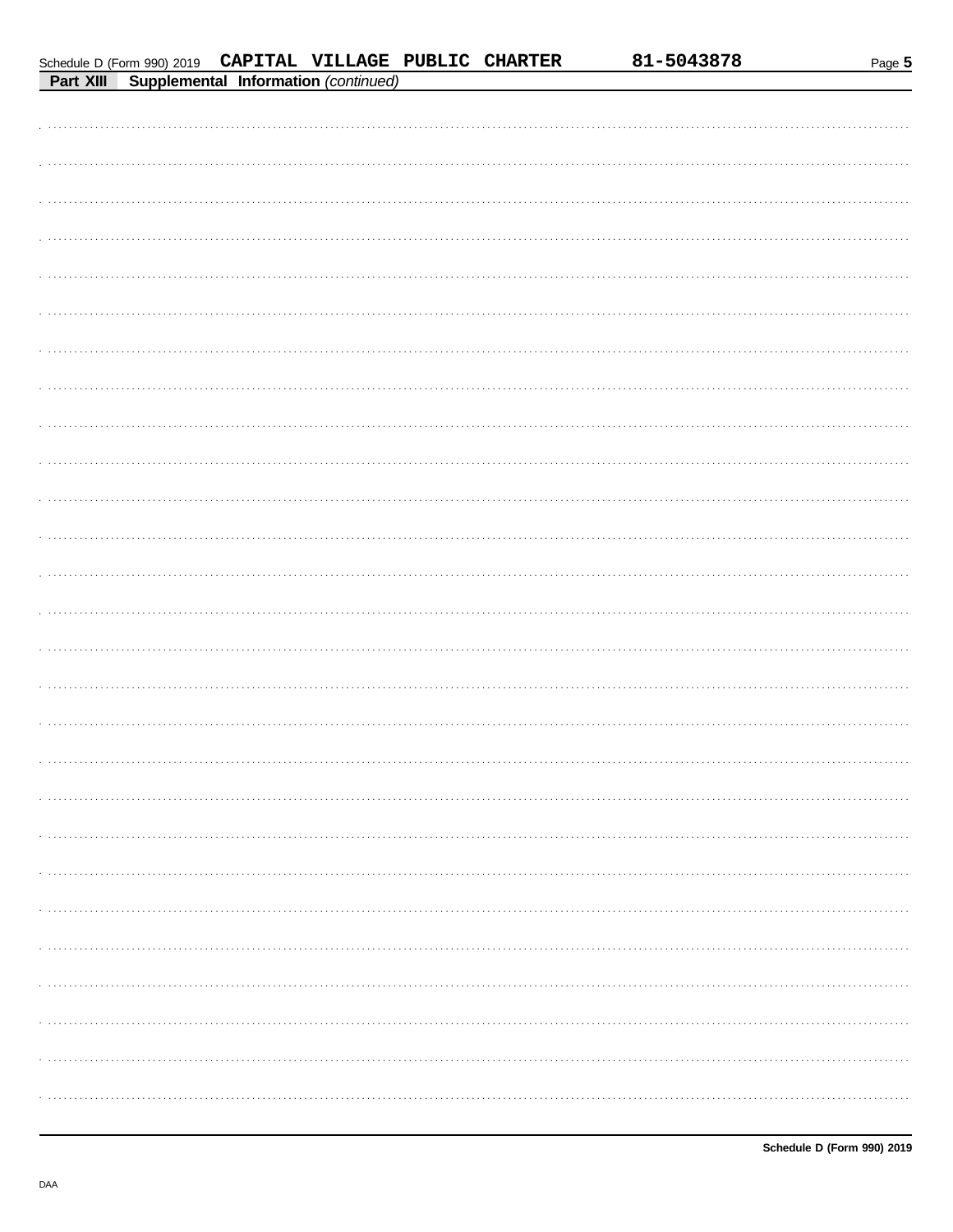## Part XIII Supplemental Information *(continued)*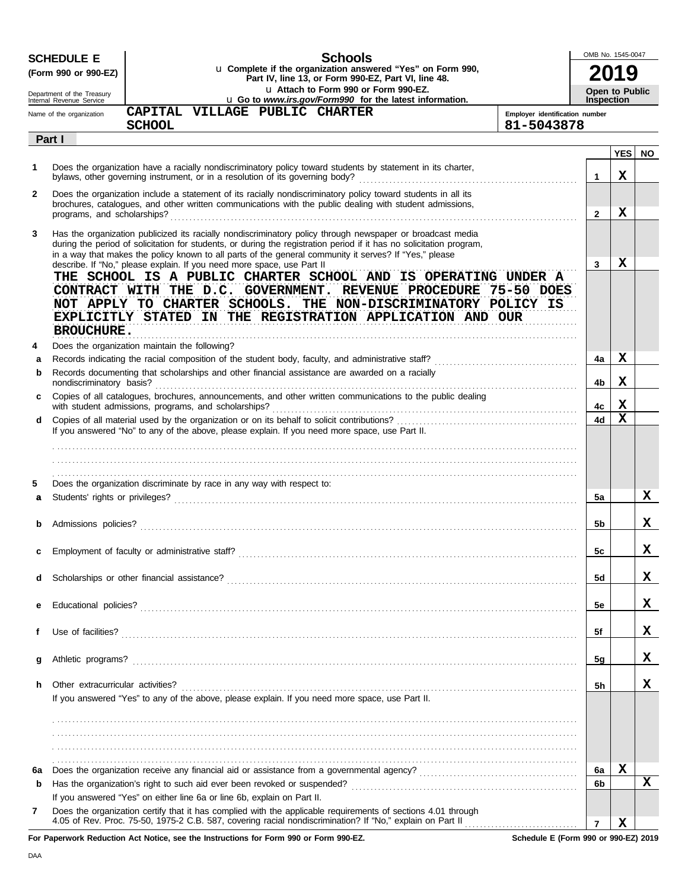**SCHEDULE E**
**(Form 990 or 990-EZ)**

Department of the Treasury
Internal Revenue Service

# Schools

u **Complete if the organization answered "Yes" on Form 990, Part IV, line 13, or Form 990-EZ, Part VI, line 48.**
u **Attach to Form 990 or Form 990-EZ.**
u **Go to *www.irs.gov/Form990* for the latest information.**

OMB No. 1545-0047

**2019**

**Open to Public Inspection**

Name of the organization: **CAPITAL VILLAGE PUBLIC CHARTER SCHOOL**

Employer identification number: **81-5043878**

**Part I**

| | | | YES | NO |
|---|---|---|---|---|
| **1** | Does the organization have a racially nondiscriminatory policy toward students by statement in its charter, bylaws, other governing instrument, or in a resolution of its governing body? | **1** | X | |
| **2** | Does the organization include a statement of its racially nondiscriminatory policy toward students in all its brochures, catalogues, and other written communications with the public dealing with student admissions, programs, and scholarships? | **2** | X | |
| **3** | Has the organization publicized its racially nondiscriminatory policy through newspaper or broadcast media during the period of solicitation for students, or during the registration period if it has no solicitation program, in a way that makes the policy known to all parts of the general community it serves? If "Yes," please describe. If "No," please explain. If you need more space, use Part II | **3** | X | |

THE SCHOOL IS A PUBLIC CHARTER SCHOOL AND IS OPERATING UNDER A CONTRACT WITH THE D.C. GOVERNMENT. REVENUE PROCEDURE 75-50 DOES NOT APPLY TO CHARTER SCHOOLS. THE NON-DISCRIMINATORY POLICY IS EXPLICITLY STATED IN THE REGISTRATION APPLICATION AND OUR BROUCHURE.

| | | | YES | NO |
|---|---|---|---|---|
| **4** | Does the organization maintain the following? | | | |
| **a** | Records indicating the racial composition of the student body, faculty, and administrative staff? | **4a** | X | |
| **b** | Records documenting that scholarships and other financial assistance are awarded on a racially nondiscriminatory basis? | **4b** | X | |
| **c** | Copies of all catalogues, brochures, announcements, and other written communications to the public dealing with student admissions, programs, and scholarships? | **4c** | X | |
| **d** | Copies of all material used by the organization or on its behalf to solicit contributions? | **4d** | X | |

If you answered "No" to any of the above, please explain. If you need more space, use Part II.

| | | | YES | NO |
|---|---|---|---|---|
| **5** | Does the organization discriminate by race in any way with respect to: | | | |
| **a** | Students' rights or privileges? | **5a** | | X |
| **b** | Admissions policies? | **5b** | | X |
| **c** | Employment of faculty or administrative staff? | **5c** | | X |
| **d** | Scholarships or other financial assistance? | **5d** | | X |
| **e** | Educational policies? | **5e** | | X |
| **f** | Use of facilities? | **5f** | | X |
| **g** | Athletic programs? | **5g** | | X |
| **h** | Other extracurricular activities? | **5h** | | X |

If you answered "Yes" to any of the above, please explain. If you need more space, use Part II.

| | | | YES | NO |
|---|---|---|---|---|
| **6a** | Does the organization receive any financial aid or assistance from a governmental agency? | **6a** | X | |
| **b** | Has the organization's right to such aid ever been revoked or suspended? | **6b** | | X |
| | If you answered "Yes" on either line 6a or line 6b, explain on Part II. | | | |
| **7** | Does the organization certify that it has complied with the applicable requirements of sections 4.01 through 4.05 of Rev. Proc. 75-50, 1975-2 C.B. 587, covering racial nondiscrimination? If "No," explain on Part II | **7** | X | |

**For Paperwork Reduction Act Notice, see the Instructions for Form 990 or Form 990-EZ.** **Schedule E (Form 990 or 990-EZ) 2019**

DAA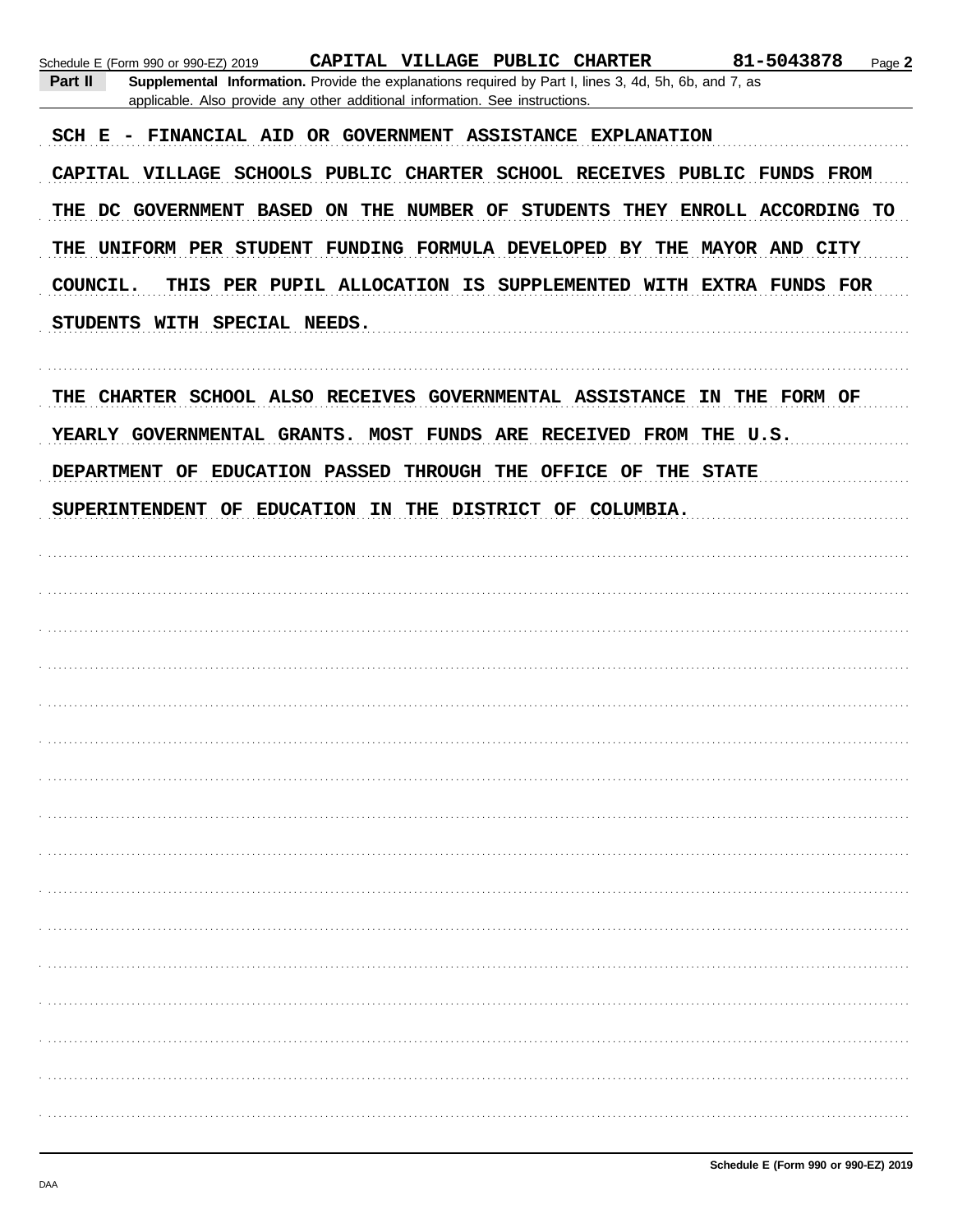Schedule E (Form 990 or 990-EZ) 2019 CAPITAL VILLAGE PUBLIC CHARTER 81-5043878 Page **2**

**Part II** **Supplemental Information.** Provide the explanations required by Part I, lines 3, 4d, 5h, 6b, and 7, as applicable. Also provide any other additional information. See instructions.

SCH E - FINANCIAL AID OR GOVERNMENT ASSISTANCE EXPLANATION

CAPITAL VILLAGE SCHOOLS PUBLIC CHARTER SCHOOL RECEIVES PUBLIC FUNDS FROM THE DC GOVERNMENT BASED ON THE NUMBER OF STUDENTS THEY ENROLL ACCORDING TO THE UNIFORM PER STUDENT FUNDING FORMULA DEVELOPED BY THE MAYOR AND CITY COUNCIL. THIS PER PUPIL ALLOCATION IS SUPPLEMENTED WITH EXTRA FUNDS FOR STUDENTS WITH SPECIAL NEEDS.

THE CHARTER SCHOOL ALSO RECEIVES GOVERNMENTAL ASSISTANCE IN THE FORM OF YEARLY GOVERNMENTAL GRANTS. MOST FUNDS ARE RECEIVED FROM THE U.S. DEPARTMENT OF EDUCATION PASSED THROUGH THE OFFICE OF THE STATE SUPERINTENDENT OF EDUCATION IN THE DISTRICT OF COLUMBIA.

Schedule E (Form 990 or 990-EZ) 2019

DAA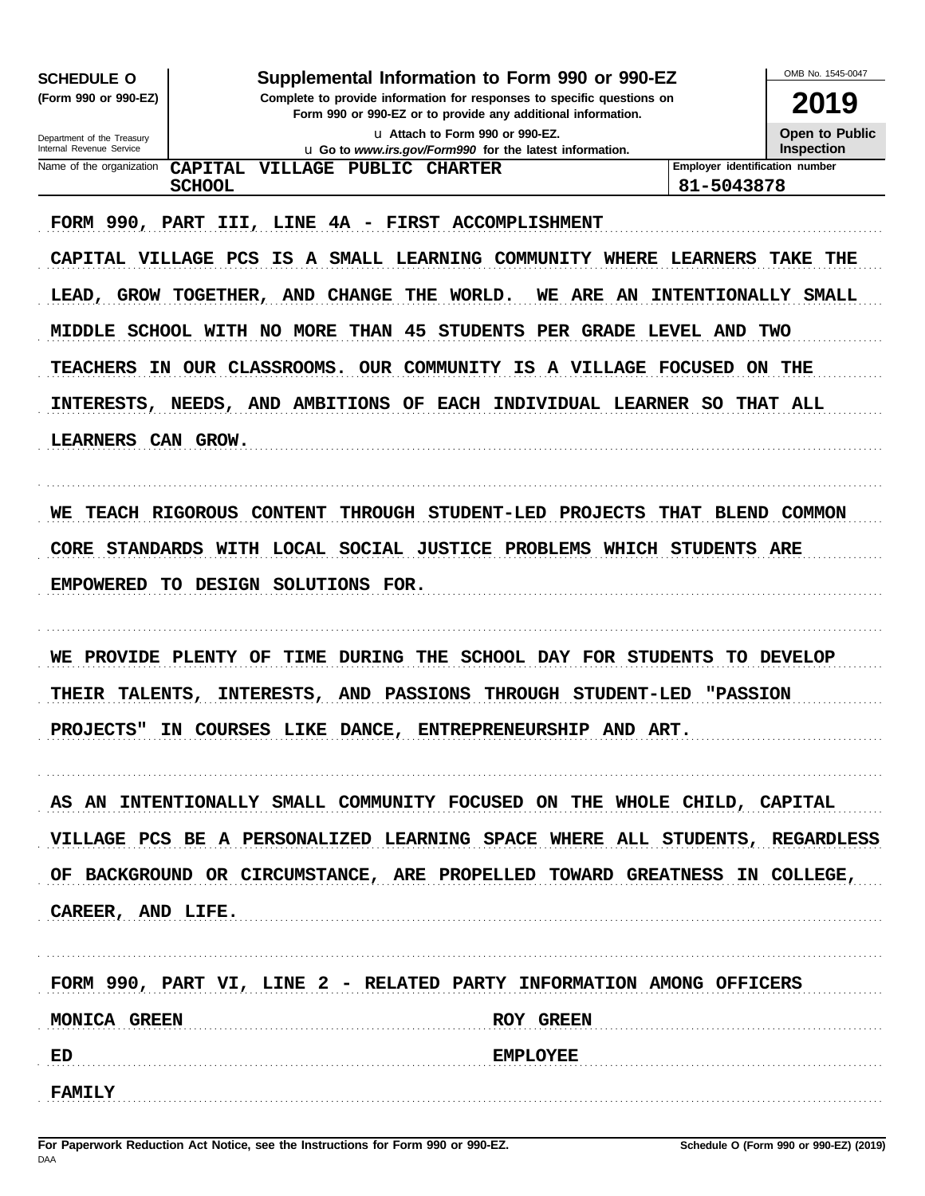**SCHEDULE O (Form 990 or 990-EZ)**

Department of the Treasury
Internal Revenue Service

# Supplemental Information to Form 990 or 990-EZ

**Complete to provide information for responses to specific questions on Form 990 or 990-EZ or to provide any additional information.**

u Attach to Form 990 or 990-EZ.

u Go to *www.irs.gov/Form990* for the latest information.

OMB No. 1545-0047

**2019**

**Open to Public Inspection**

| Name of the organization | Employer identification number |
|---|---|
| CAPITAL VILLAGE PUBLIC CHARTER SCHOOL | 81-5043878 |

FORM 990, PART III, LINE 4A - FIRST ACCOMPLISHMENT

CAPITAL VILLAGE PCS IS A SMALL LEARNING COMMUNITY WHERE LEARNERS TAKE THE LEAD, GROW TOGETHER, AND CHANGE THE WORLD. WE ARE AN INTENTIONALLY SMALL MIDDLE SCHOOL WITH NO MORE THAN 45 STUDENTS PER GRADE LEVEL AND TWO TEACHERS IN OUR CLASSROOMS. OUR COMMUNITY IS A VILLAGE FOCUSED ON THE INTERESTS, NEEDS, AND AMBITIONS OF EACH INDIVIDUAL LEARNER SO THAT ALL LEARNERS CAN GROW.

WE TEACH RIGOROUS CONTENT THROUGH STUDENT-LED PROJECTS THAT BLEND COMMON CORE STANDARDS WITH LOCAL SOCIAL JUSTICE PROBLEMS WHICH STUDENTS ARE EMPOWERED TO DESIGN SOLUTIONS FOR.

WE PROVIDE PLENTY OF TIME DURING THE SCHOOL DAY FOR STUDENTS TO DEVELOP THEIR TALENTS, INTERESTS, AND PASSIONS THROUGH STUDENT-LED "PASSION PROJECTS" IN COURSES LIKE DANCE, ENTREPRENEURSHIP AND ART.

AS AN INTENTIONALLY SMALL COMMUNITY FOCUSED ON THE WHOLE CHILD, CAPITAL VILLAGE PCS BE A PERSONALIZED LEARNING SPACE WHERE ALL STUDENTS, REGARDLESS OF BACKGROUND OR CIRCUMSTANCE, ARE PROPELLED TOWARD GREATNESS IN COLLEGE, CAREER, AND LIFE.

FORM 990, PART VI, LINE 2 - RELATED PARTY INFORMATION AMONG OFFICERS

| | |
|---|---|
| MONICA GREEN | ROY GREEN |
| ED | EMPLOYEE |
| FAMILY | |

**For Paperwork Reduction Act Notice, see the Instructions for Form 990 or 990-EZ.**

DAA

**Schedule O (Form 990 or 990-EZ) (2019)**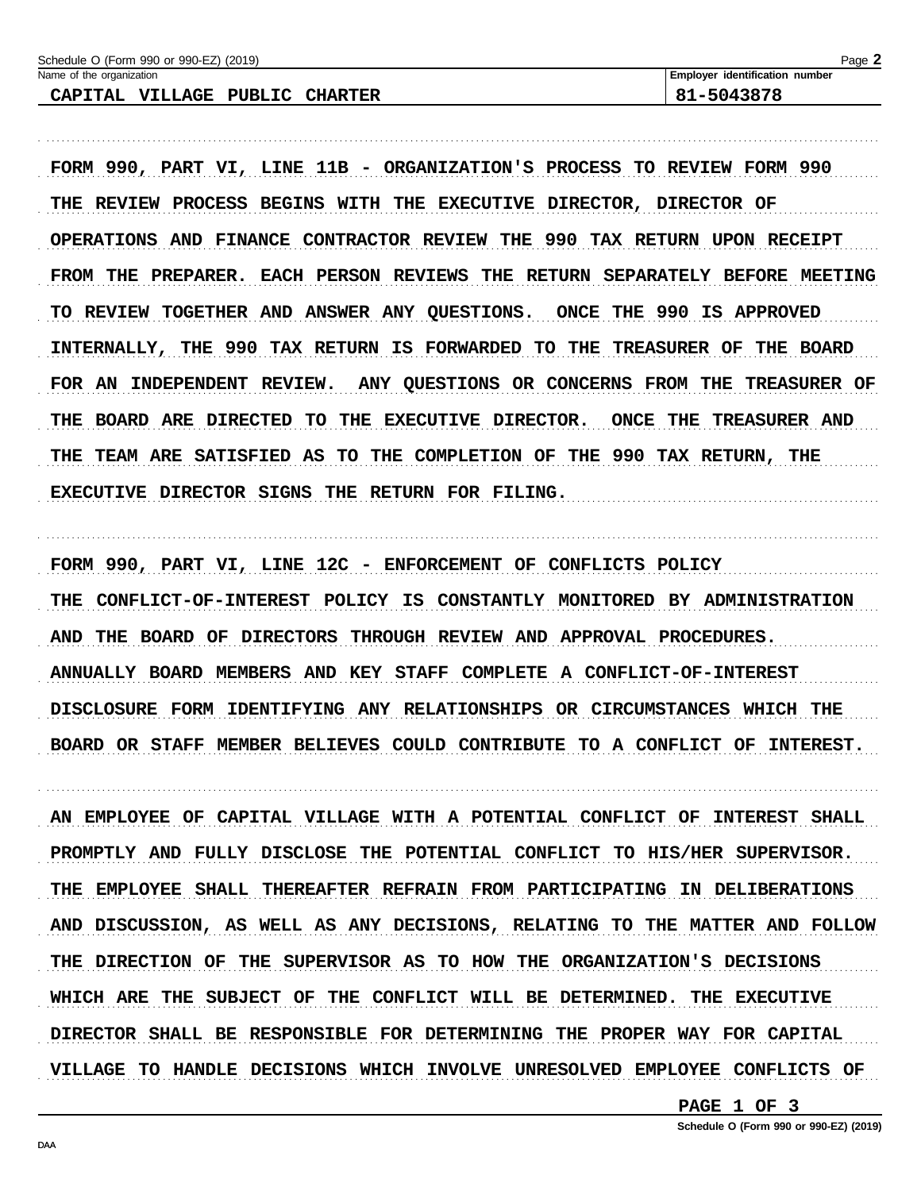Name of the organization: CAPITAL VILLAGE PUBLIC CHARTER

Employer identification number: 81-5043878

FORM 990, PART VI, LINE 11B - ORGANIZATION'S PROCESS TO REVIEW FORM 990
THE REVIEW PROCESS BEGINS WITH THE EXECUTIVE DIRECTOR, DIRECTOR OF OPERATIONS AND FINANCE CONTRACTOR REVIEW THE 990 TAX RETURN UPON RECEIPT FROM THE PREPARER. EACH PERSON REVIEWS THE RETURN SEPARATELY BEFORE MEETING TO REVIEW TOGETHER AND ANSWER ANY QUESTIONS. ONCE THE 990 IS APPROVED INTERNALLY, THE 990 TAX RETURN IS FORWARDED TO THE TREASURER OF THE BOARD FOR AN INDEPENDENT REVIEW. ANY QUESTIONS OR CONCERNS FROM THE TREASURER OF THE BOARD ARE DIRECTED TO THE EXECUTIVE DIRECTOR. ONCE THE TREASURER AND THE TEAM ARE SATISFIED AS TO THE COMPLETION OF THE 990 TAX RETURN, THE EXECUTIVE DIRECTOR SIGNS THE RETURN FOR FILING.

FORM 990, PART VI, LINE 12C - ENFORCEMENT OF CONFLICTS POLICY
THE CONFLICT-OF-INTEREST POLICY IS CONSTANTLY MONITORED BY ADMINISTRATION AND THE BOARD OF DIRECTORS THROUGH REVIEW AND APPROVAL PROCEDURES. ANNUALLY BOARD MEMBERS AND KEY STAFF COMPLETE A CONFLICT-OF-INTEREST DISCLOSURE FORM IDENTIFYING ANY RELATIONSHIPS OR CIRCUMSTANCES WHICH THE BOARD OR STAFF MEMBER BELIEVES COULD CONTRIBUTE TO A CONFLICT OF INTEREST.

AN EMPLOYEE OF CAPITAL VILLAGE WITH A POTENTIAL CONFLICT OF INTEREST SHALL PROMPTLY AND FULLY DISCLOSE THE POTENTIAL CONFLICT TO HIS/HER SUPERVISOR. THE EMPLOYEE SHALL THEREAFTER REFRAIN FROM PARTICIPATING IN DELIBERATIONS AND DISCUSSION, AS WELL AS ANY DECISIONS, RELATING TO THE MATTER AND FOLLOW THE DIRECTION OF THE SUPERVISOR AS TO HOW THE ORGANIZATION'S DECISIONS WHICH ARE THE SUBJECT OF THE CONFLICT WILL BE DETERMINED. THE EXECUTIVE DIRECTOR SHALL BE RESPONSIBLE FOR DETERMINING THE PROPER WAY FOR CAPITAL VILLAGE TO HANDLE DECISIONS WHICH INVOLVE UNRESOLVED EMPLOYEE CONFLICTS OF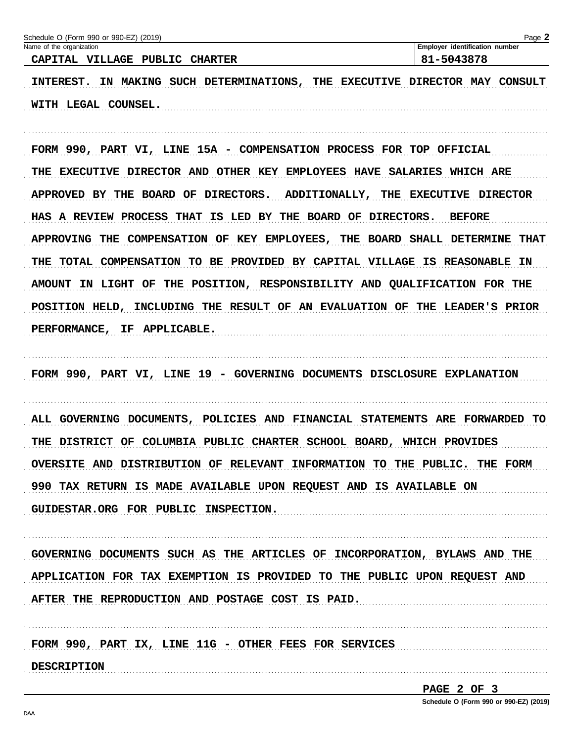Schedule O (Form 990 or 990-EZ) (2019)

| Name of the organization | Employer identification number |
|---|---|
| CAPITAL VILLAGE PUBLIC CHARTER | 81-5043878 |

INTEREST. IN MAKING SUCH DETERMINATIONS, THE EXECUTIVE DIRECTOR MAY CONSULT WITH LEGAL COUNSEL.

FORM 990, PART VI, LINE 15A - COMPENSATION PROCESS FOR TOP OFFICIAL

THE EXECUTIVE DIRECTOR AND OTHER KEY EMPLOYEES HAVE SALARIES WHICH ARE APPROVED BY THE BOARD OF DIRECTORS. ADDITIONALLY, THE EXECUTIVE DIRECTOR HAS A REVIEW PROCESS THAT IS LED BY THE BOARD OF DIRECTORS. BEFORE APPROVING THE COMPENSATION OF KEY EMPLOYEES, THE BOARD SHALL DETERMINE THAT THE TOTAL COMPENSATION TO BE PROVIDED BY CAPITAL VILLAGE IS REASONABLE IN AMOUNT IN LIGHT OF THE POSITION, RESPONSIBILITY AND QUALIFICATION FOR THE POSITION HELD, INCLUDING THE RESULT OF AN EVALUATION OF THE LEADER'S PRIOR PERFORMANCE, IF APPLICABLE.

FORM 990, PART VI, LINE 19 - GOVERNING DOCUMENTS DISCLOSURE EXPLANATION

ALL GOVERNING DOCUMENTS, POLICIES AND FINANCIAL STATEMENTS ARE FORWARDED TO THE DISTRICT OF COLUMBIA PUBLIC CHARTER SCHOOL BOARD, WHICH PROVIDES OVERSITE AND DISTRIBUTION OF RELEVANT INFORMATION TO THE PUBLIC. THE FORM 990 TAX RETURN IS MADE AVAILABLE UPON REQUEST AND IS AVAILABLE ON GUIDESTAR.ORG FOR PUBLIC INSPECTION.

GOVERNING DOCUMENTS SUCH AS THE ARTICLES OF INCORPORATION, BYLAWS AND THE APPLICATION FOR TAX EXEMPTION IS PROVIDED TO THE PUBLIC UPON REQUEST AND AFTER THE REPRODUCTION AND POSTAGE COST IS PAID.

FORM 990, PART IX, LINE 11G - OTHER FEES FOR SERVICES

DESCRIPTION

PAGE 2 OF 3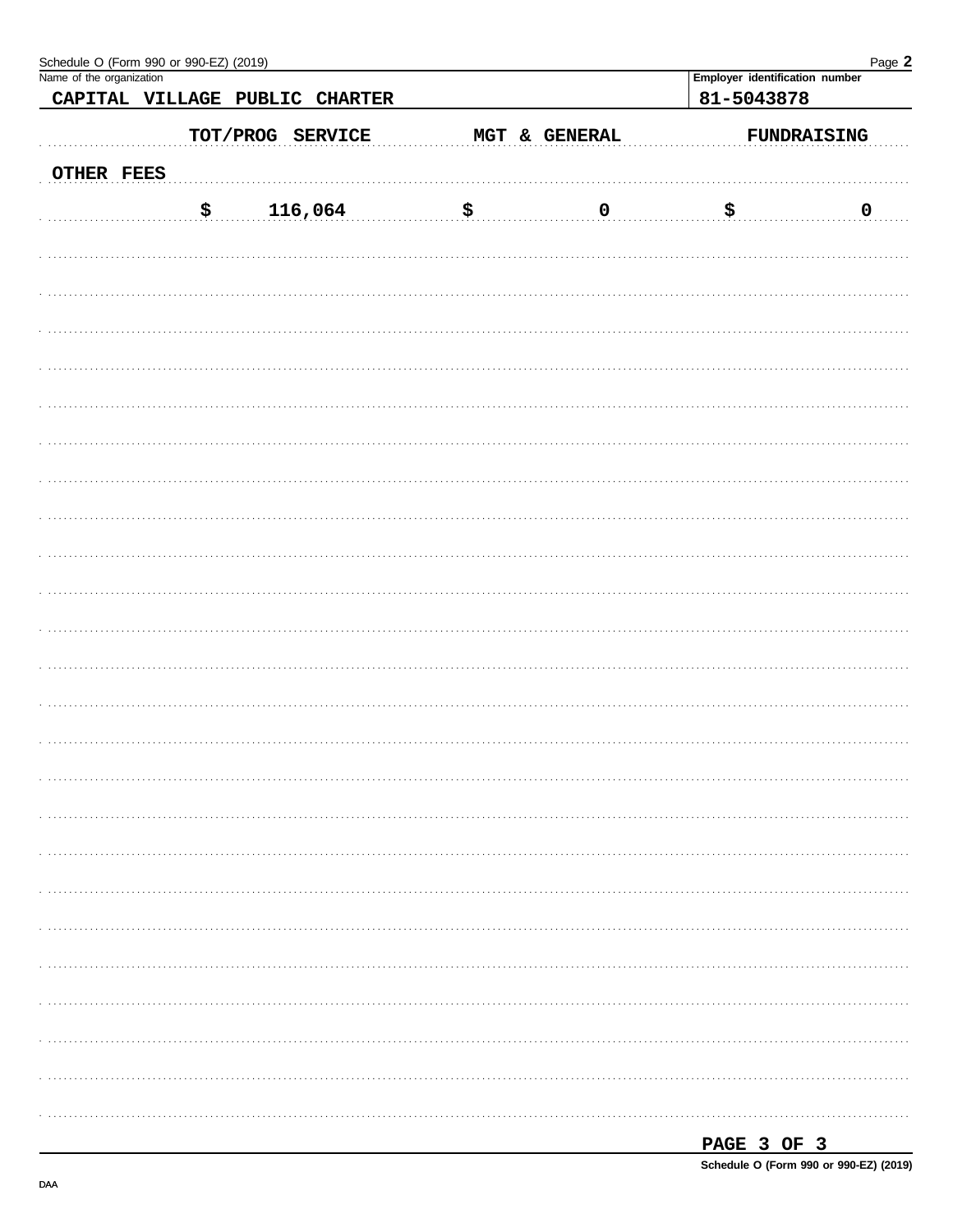Name of the organization: CAPITAL VILLAGE PUBLIC CHARTER

Employer identification number: 81-5043878

| | TOT/PROG SERVICE | MGT & GENERAL | FUNDRAISING |
|---|---|---|---|
| OTHER FEES | | | |
| | $ 116,064 | $ 0 | $ 0 |

PAGE 3 OF 3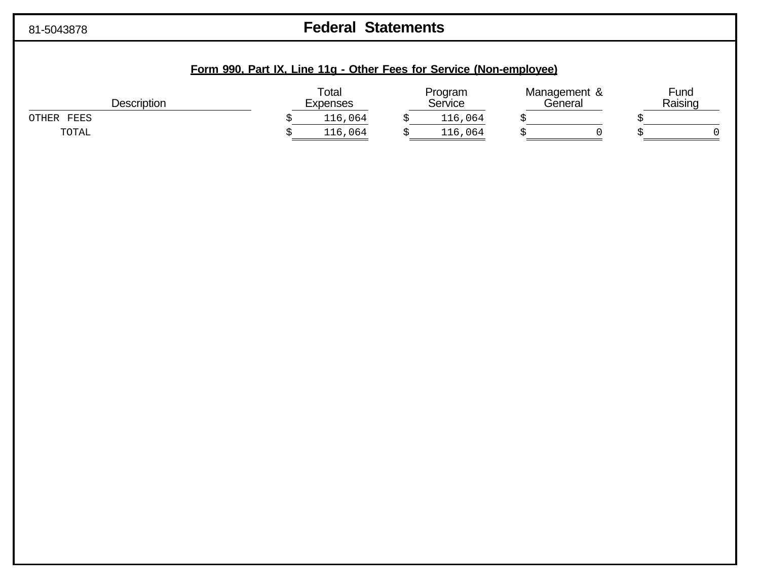81-5043878

# Federal Statements

## Form 990, Part IX, Line 11g - Other Fees for Service (Non-employee)

| Description | Total Expenses | Program Service | Management & General | Fund Raising |
|---|---|---|---|---|
| OTHER FEES | $ 116,064 | $ 116,064 | $ | $ |
| TOTAL | $ 116,064 | $ 116,064 | $ 0 | $ 0 |